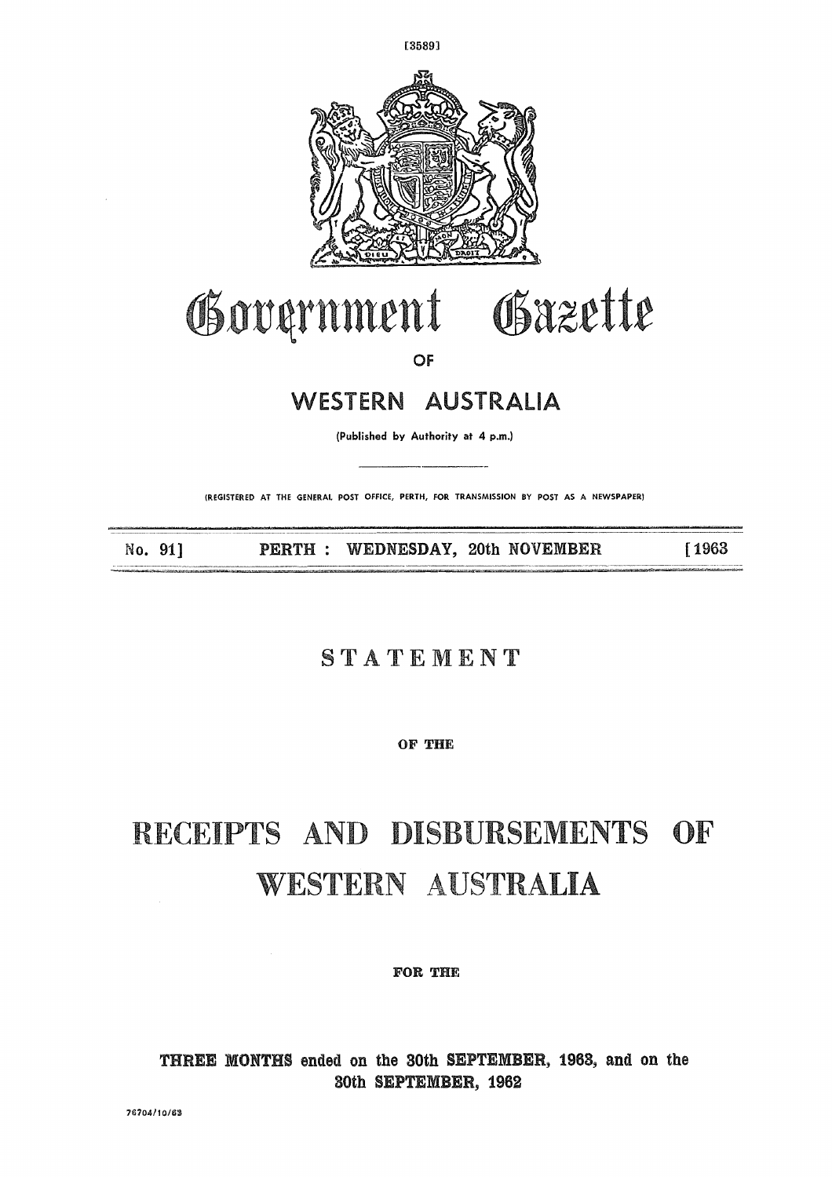# Government Gazette

OF

## WESTERN AUSTRALIA

(Published by Authority at 4 p.m.)

(REGISTERED AT THE GENERAL POST OFFICE, PERTH, FOR TRANSMISSION BY POST AS A NEWSPAPER)

No. 91] PERTH : WEDNESDAY, 20th NOVEMBER [1963

## STATEMENT

OF THE

# RECEIPTS AND DISBURSEMENTS OF WESTERN AUSTRALIA

FOR THE

**THREE MONTHS ended on the 30th SEPTEMBER, 1963, and on the 30th SEPTEMBER, 1962**

76704/10/63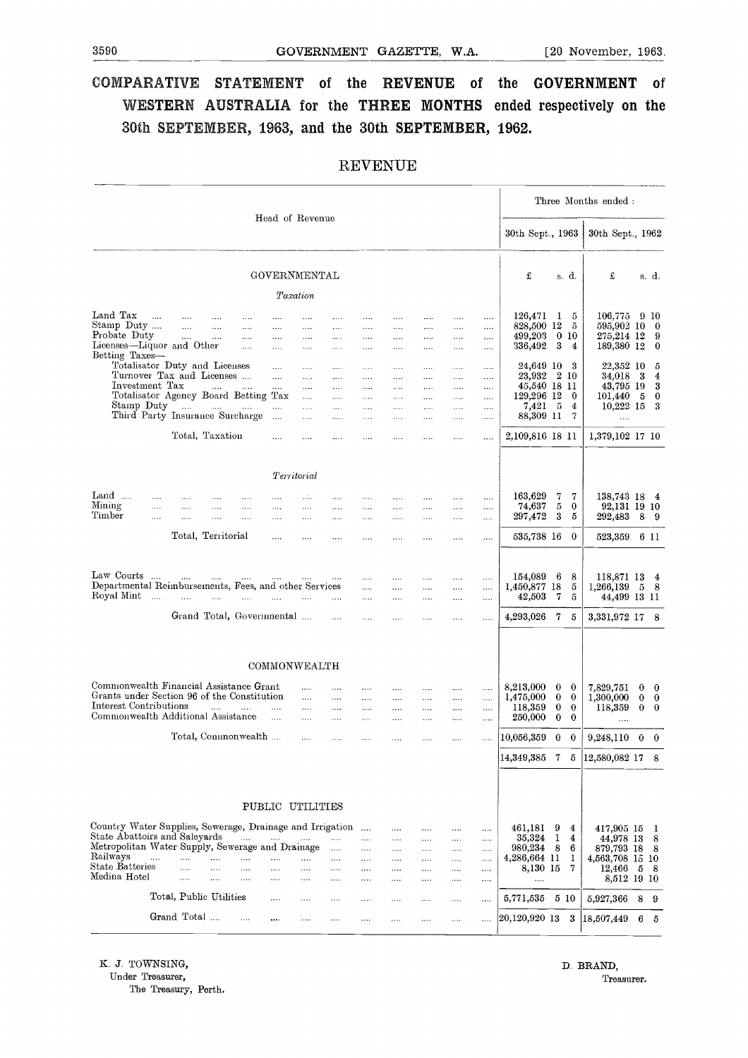# COMPARATIVE STATEMENT of the REVENUE of the GOVERNMENT of WESTERN AUSTRALIA for the THREE MONTHS ended respectively on the 30th SEPTEMBER, 1963, and the 30th SEPTEMBER, 1962.

## REVENUE

| Head of Revenue | Three Months ended: 30th Sept., 1963 £ s. d. | Three Months ended: 30th Sept., 1962 £ s. d. |
|---|---|---|
| **GOVERNMENTAL** | | |
| *Taxation* | | |
| Land Tax | 126,471 1 5 | 106,775 9 10 |
| Stamp Duty | 828,500 12 5 | 595,902 10 0 |
| Probate Duty | 499,203 0 10 | 275,214 12 9 |
| Licenses—Liquor and Other | 336,492 3 4 | 189,380 12 0 |
| Betting Taxes— | | |
| Totalisator Duty and Licenses | 24,649 10 3 | 22,352 10 5 |
| Turnover Tax and Licenses | 23,932 2 10 | 34,018 3 4 |
| Investment Tax | 45,540 18 11 | 43,795 19 3 |
| Totalisator Agency Board Betting Tax | 129,296 12 0 | 101,440 5 0 |
| Stamp Duty | 7,421 5 4 | 10,222 15 3 |
| Third Party Insurance Surcharge | 88,309 11 7 | .... |
| Total, Taxation | 2,109,816 18 11 | 1,379,102 17 10 |
| *Territorial* | | |
| Land | 163,629 7 7 | 138,743 18 4 |
| Mining | 74,637 5 0 | 92,131 19 10 |
| Timber | 297,472 3 5 | 292,483 8 9 |
| Total, Territorial | 535,738 16 0 | 523,359 6 11 |
| Law Courts | 154,089 6 8 | 118,871 13 4 |
| Departmental Reimbursements, Fees, and other Services | 1,450,877 18 5 | 1,266,139 5 8 |
| Royal Mint | 42,503 7 5 | 44,499 13 11 |
| Grand Total, Governmental | 4,293,026 7 5 | 3,331,972 17 8 |
| **COMMONWEALTH** | | |
| Commonwealth Financial Assistance Grant | 8,213,000 0 0 | 7,829,751 0 0 |
| Grants under Section 96 of the Constitution | 1,475,000 0 0 | 1,300,000 0 0 |
| Interest Contributions | 118,359 0 0 | 118,359 0 0 |
| Commonwealth Additional Assistance | 250,000 0 0 | .... |
| Total, Commonwealth | 10,056,359 0 0 | 9,248,110 0 0 |
| | 14,349,385 7 5 | 12,580,082 17 8 |
| **PUBLIC UTILITIES** | | |
| Country Water Supplies, Sewerage, Drainage and Irrigation | 461,181 9 4 | 417,905 15 1 |
| State Abattoirs and Saleyards | 35,324 1 4 | 44,978 13 8 |
| Metropolitan Water Supply, Sewerage and Drainage | 980,234 8 6 | 879,793 18 8 |
| Railways | 4,286,664 11 1 | 4,563,708 15 10 |
| State Batteries | 8,130 15 7 | 12,466 5 8 |
| Medina Hotel | .... | 8,512 19 10 |
| Total, Public Utilities | 5,771,535 5 10 | 5,927,366 8 9 |
| Grand Total | 20,120,920 13 3 | 18,507,449 6 5 |

K. J. TOWNSING,
Under Treasurer,
The Treasury, Perth.

D. BRAND,
Treasurer.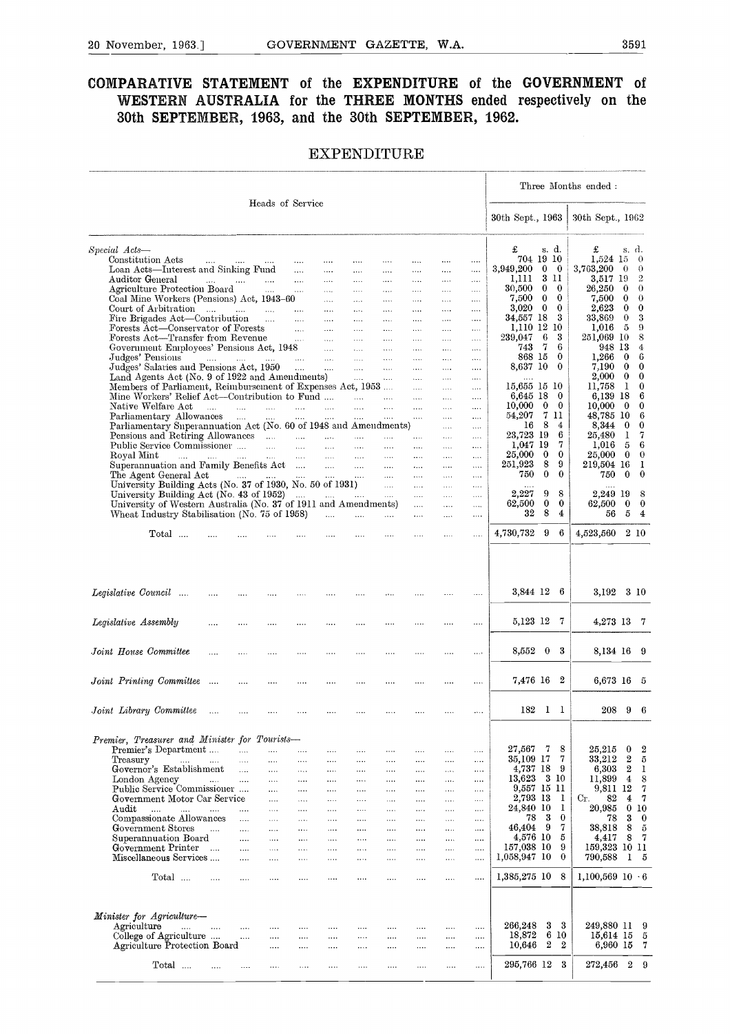# COMPARATIVE STATEMENT of the EXPENDITURE of the GOVERNMENT of WESTERN AUSTRALIA for the THREE MONTHS ended respectively on the 30th SEPTEMBER, 1963, and the 30th SEPTEMBER, 1962.

## EXPENDITURE

| Heads of Service | Three Months ended : 30th Sept., 1963 | 30th Sept., 1962 |
|---|---|---|
| | £ s. d. | £ s. d. |
| *Special Acts—* | | |
| Constitution Acts | 704 19 10 | 1,524 15 0 |
| Loan Acts—Interest and Sinking Fund | 3,949,200 0 0 | 3,763,200 0 0 |
| Auditor General | 1,111 3 11 | 3,517 19 2 |
| Agriculture Protection Board | 30,500 0 0 | 26,250 0 0 |
| Coal Mine Workers (Pensions) Act, 1943–60 | 7,500 0 0 | 7,500 0 0 |
| Court of Arbitration | 3,020 0 0 | 2,623 0 0 |
| Fire Brigades Act—Contribution | 34,557 18 3 | 33,869 0 3 |
| Forests Act—Conservator of Forests | 1,110 12 10 | 1,016 5 9 |
| Forests Act—Transfer from Revenue | 239,047 6 3 | 251,069 10 8 |
| Government Employees' Pensions Act, 1948 | 743 7 6 | 948 13 4 |
| Judges' Pensions | 868 15 0 | 1,266 0 6 |
| Judges' Salaries and Pensions Act, 1950 | 8,637 10 0 | 7,190 0 0 |
| Land Agents Act (No. 9 of 1922 and Amendments) | .... | 2,000 0 0 |
| Members of Parliament, Reimbursement of Expenses Act, 1953 | 15,655 15 10 | 11,758 1 0 |
| Mine Workers' Relief Act—Contribution to Fund | 6,645 18 0 | 6,139 18 6 |
| Native Welfare Act | 10,000 0 0 | 10,000 0 0 |
| Parliamentary Allowances | 54,207 7 11 | 48,785 10 6 |
| Parliamentary Superannuation Act (No. 60 of 1948 and Amendments) | 16 8 4 | 8,344 0 0 |
| Pensions and Retiring Allowances | 23,723 19 6 | 25,480 1 7 |
| Public Service Commissioner | 1,047 19 7 | 1,016 5 6 |
| Royal Mint | 25,000 0 0 | 25,000 0 0 |
| Superannuation and Family Benefits Act | 251,923 8 9 | 219,504 16 1 |
| The Agent General Act | 750 0 0 | 750 0 0 |
| University Building Acts (No. 37 of 1930, No. 50 of 1931) | .... | .... |
| University Building Act (No. 43 of 1952) | 2,227 9 8 | 2,249 19 8 |
| University of Western Australia (No. 37 of 1911 and Amendments) | 62,500 0 0 | 62,500 0 0 |
| Wheat Industry Stabilisation (No. 75 of 1958) | 32 8 4 | 56 5 4 |
| Total | 4,730,732 9 6 | 4,523,560 2 10 |
| *Legislative Council* | 3,844 12 6 | 3,192 3 10 |
| *Legislative Assembly* | 5,123 12 7 | 4,273 13 7 |
| *Joint House Committee* | 8,552 0 3 | 8,134 16 9 |
| *Joint Printing Committee* | 7,476 16 2 | 6,673 16 5 |
| *Joint Library Committee* | 182 1 1 | 208 9 6 |
| *Premier, Treasurer and Minister for Tourists—* | | |
| Premier's Department | 27,567 7 8 | 25,215 0 2 |
| Treasury | 35,109 17 7 | 33,212 2 5 |
| Governor's Establishment | 4,737 18 9 | 6,303 2 1 |
| London Agency | 13,623 3 10 | 11,899 4 8 |
| Public Service Commissioner | 9,557 15 11 | 9,811 12 7 |
| Government Motor Car Service | 2,793 13 1 | Cr. 82 4 7 |
| Audit | 24,840 10 1 | 20,985 0 10 |
| Compassionate Allowances | 78 3 0 | 78 3 0 |
| Government Stores | 46,404 9 7 | 38,818 8 5 |
| Superannuation Board | 4,576 10 5 | 4,417 8 7 |
| Government Printer | 157,038 10 9 | 159,323 10 11 |
| Miscellaneous Services | 1,058,947 10 0 | 790,588 1 5 |
| Total | 1,385,275 10 8 | 1,100,569 10 6 |
| *Minister for Agriculture—* | | |
| Agriculture | 266,248 3 3 | 249,880 11 9 |
| College of Agriculture | 18,872 6 10 | 15,614 15 5 |
| Agriculture Protection Board | 10,646 2 2 | 6,960 15 7 |
| Total | 295,766 12 3 | 272,456 2 9 |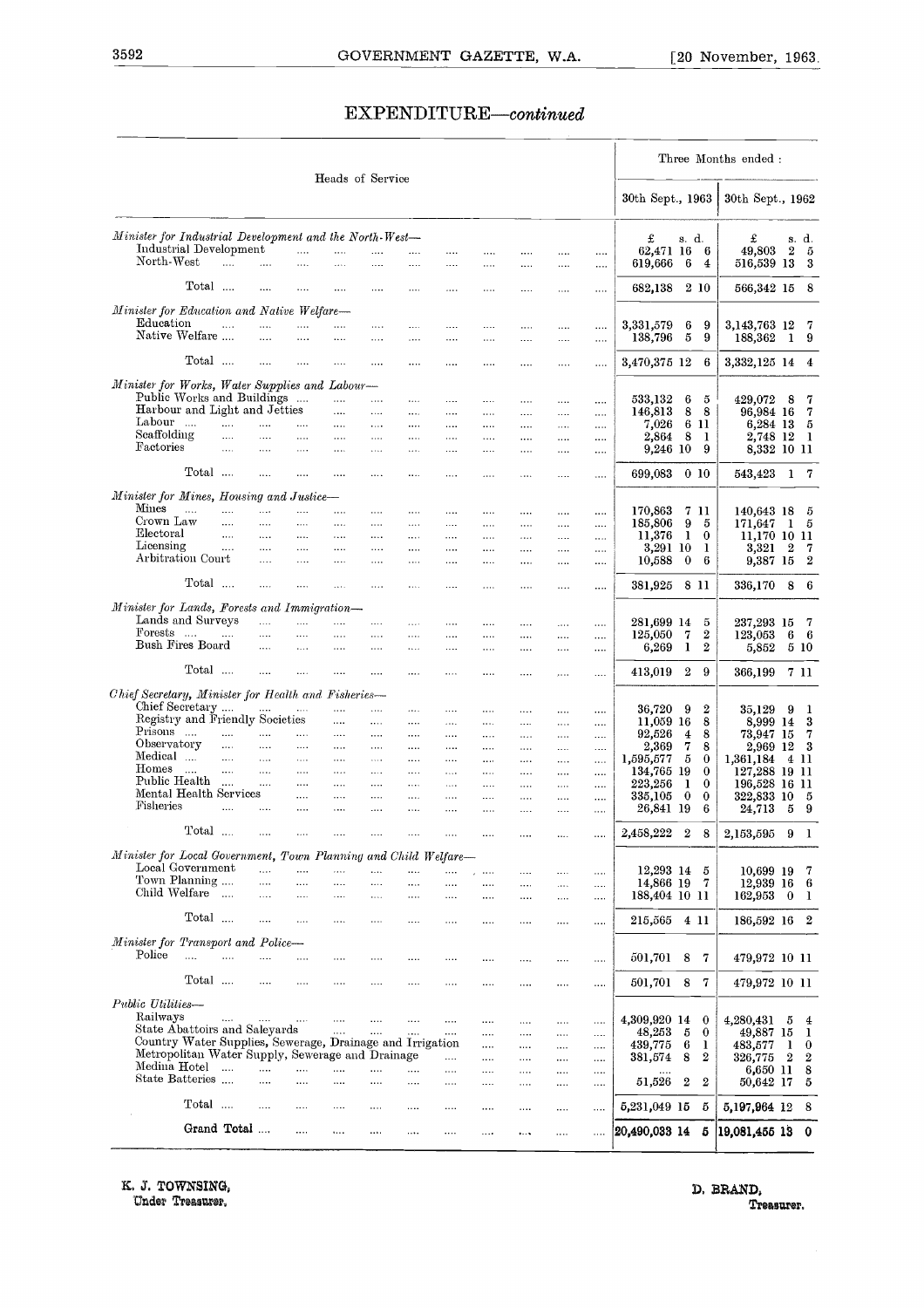## EXPENDITURE—*continued*

| Heads of Service | Three Months ended : 30th Sept., 1963 | 30th Sept., 1962 |
|---|---|---|
| | £ s. d. | £ s. d. |
| *Minister for Industrial Development and the North-West—* | | |
| Industrial Development | 62,471 16 6 | 49,803 2 5 |
| North-West | 619,666 6 4 | 516,539 13 3 |
| Total | 682,138 2 10 | 566,342 15 8 |
| *Minister for Education and Native Welfare—* | | |
| Education | 3,331,579 6 9 | 3,143,763 12 7 |
| Native Welfare | 138,796 5 9 | 188,362 1 9 |
| Total | 3,470,375 12 6 | 3,332,125 14 4 |
| *Minister for Works, Water Supplies and Labour—* | | |
| Public Works and Buildings | 533,132 6 5 | 429,072 8 7 |
| Harbour and Light and Jetties | 146,813 8 8 | 96,984 16 7 |
| Labour | 7,026 6 11 | 6,284 13 5 |
| Scaffolding | 2,864 8 1 | 2,748 12 1 |
| Factories | 9,246 10 9 | 8,332 10 11 |
| Total | 699,083 0 10 | 543,423 1 7 |
| *Minister for Mines, Housing and Justice—* | | |
| Mines | 170,863 7 11 | 140,643 18 5 |
| Crown Law | 185,806 9 5 | 171,647 1 5 |
| Electoral | 11,376 1 0 | 11,170 10 11 |
| Licensing | 3,291 10 1 | 3,321 2 7 |
| Arbitration Court | 10,588 0 6 | 9,387 15 2 |
| Total | 381,925 8 11 | 336,170 8 6 |
| *Minister for Lands, Forests and Immigration—* | | |
| Lands and Surveys | 281,699 14 5 | 237,293 15 7 |
| Forests | 125,050 7 2 | 123,053 6 6 |
| Bush Fires Board | 6,269 1 2 | 5,852 5 10 |
| Total | 413,019 2 9 | 366,199 7 11 |
| *Chief Secretary, Minister for Health and Fisheries—* | | |
| Chief Secretary | 36,720 9 2 | 35,129 9 1 |
| Registry and Friendly Societies | 11,059 16 8 | 8,999 14 3 |
| Prisons | 92,526 4 8 | 73,947 15 7 |
| Observatory | 2,369 7 8 | 2,969 12 3 |
| Medical | 1,595,577 5 0 | 1,361,184 4 11 |
| Homes | 134,765 19 0 | 127,288 19 11 |
| Public Health | 223,256 1 0 | 196,528 16 11 |
| Mental Health Services | 335,105 0 0 | 322,833 10 5 |
| Fisheries | 26,841 19 6 | 24,713 5 9 |
| Total | 2,458,222 2 8 | 2,153,595 9 1 |
| *Minister for Local Government, Town Planning and Child Welfare—* | | |
| Local Government | 12,293 14 5 | 10,699 19 7 |
| Town Planning | 14,866 19 7 | 12,939 16 6 |
| Child Welfare | 188,404 10 11 | 162,953 0 1 |
| Total | 215,565 4 11 | 186,592 16 2 |
| *Minister for Transport and Police—* | | |
| Police | 501,701 8 7 | 479,972 10 11 |
| Total | 501,701 8 7 | 479,972 10 11 |
| *Public Utilities—* | | |
| Railways | 4,309,920 14 0 | 4,280,431 5 4 |
| State Abattoirs and Saleyards | 48,253 5 0 | 49,887 15 1 |
| Country Water Supplies, Sewerage, Drainage and Irrigation | 439,775 6 1 | 483,577 1 0 |
| Metropolitan Water Supply, Sewerage and Drainage | 381,574 8 2 | 326,775 2 2 |
| Medina Hotel | .... | 6,650 11 8 |
| State Batteries | 51,526 2 2 | 50,642 17 5 |
| Total | 5,231,049 15 5 | 5,197,964 12 8 |
| Grand Total | 20,490,033 14 5 | 19,081,455 13 0 |

K. J. TOWNSING,
Under Treasurer.

D. BRAND,
Treasurer.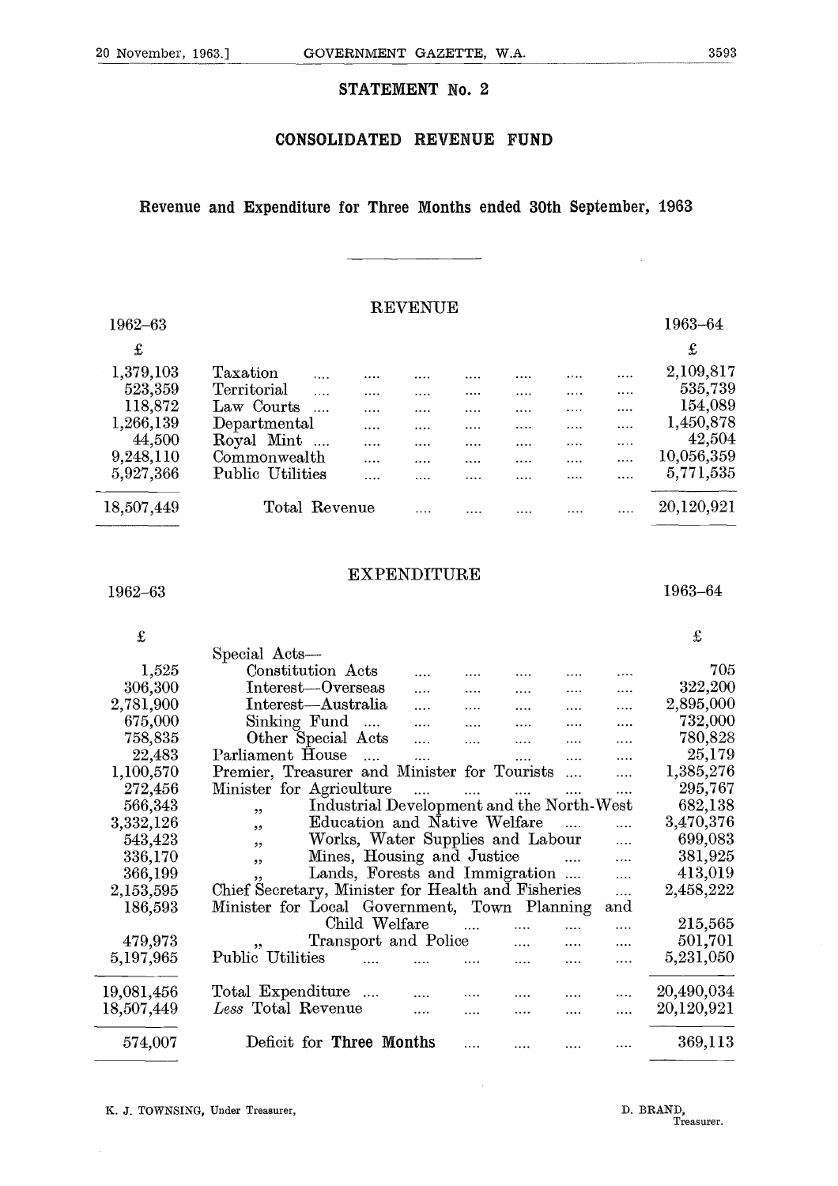## STATEMENT No. 2

## CONSOLIDATED REVENUE FUND

### Revenue and Expenditure for Three Months ended 30th September, 1963

#### REVENUE

| 1962–63 | | 1963–64 |
|---|---|---|
| £ | | £ |
| 1,379,103 | Taxation | 2,109,817 |
| 523,359 | Territorial | 535,739 |
| 118,872 | Law Courts | 154,089 |
| 1,266,139 | Departmental | 1,450,878 |
| 44,500 | Royal Mint | 42,504 |
| 9,248,110 | Commonwealth | 10,056,359 |
| 5,927,366 | Public Utilities | 5,771,535 |
| 18,507,449 | Total Revenue | 20,120,921 |

#### EXPENDITURE

| 1962–63 | | 1963–64 |
|---|---|---|
| £ | | £ |
| | Special Acts— | |
| 1,525 | Constitution Acts | 705 |
| 306,300 | Interest—Overseas | 322,200 |
| 2,781,900 | Interest—Australia | 2,895,000 |
| 675,000 | Sinking Fund | 732,000 |
| 758,835 | Other Special Acts | 780,828 |
| 22,483 | Parliament House | 25,179 |
| 1,100,570 | Premier, Treasurer and Minister for Tourists | 1,385,276 |
| 272,456 | Minister for Agriculture | 295,767 |
| 566,343 | ,, Industrial Development and the North-West | 682,138 |
| 3,332,126 | ,, Education and Native Welfare | 3,470,376 |
| 543,423 | ,, Works, Water Supplies and Labour | 699,083 |
| 336,170 | ,, Mines, Housing and Justice | 381,925 |
| 366,199 | ,, Lands, Forests and Immigration | 413,019 |
| 2,153,595 | Chief Secretary, Minister for Health and Fisheries | 2,458,222 |
| 186,593 | Minister for Local Government, Town Planning and Child Welfare | 215,565 |
| 479,973 | ,, Transport and Police | 501,701 |
| 5,197,965 | Public Utilities | 5,231,050 |
| 19,081,456 | Total Expenditure | 20,490,034 |
| 18,507,449 | *Less* Total Revenue | 20,120,921 |
| 574,007 | Deficit for **Three Months** | 369,113 |

K. J. TOWNSING, Under Treasurer,

D. BRAND, Treasurer.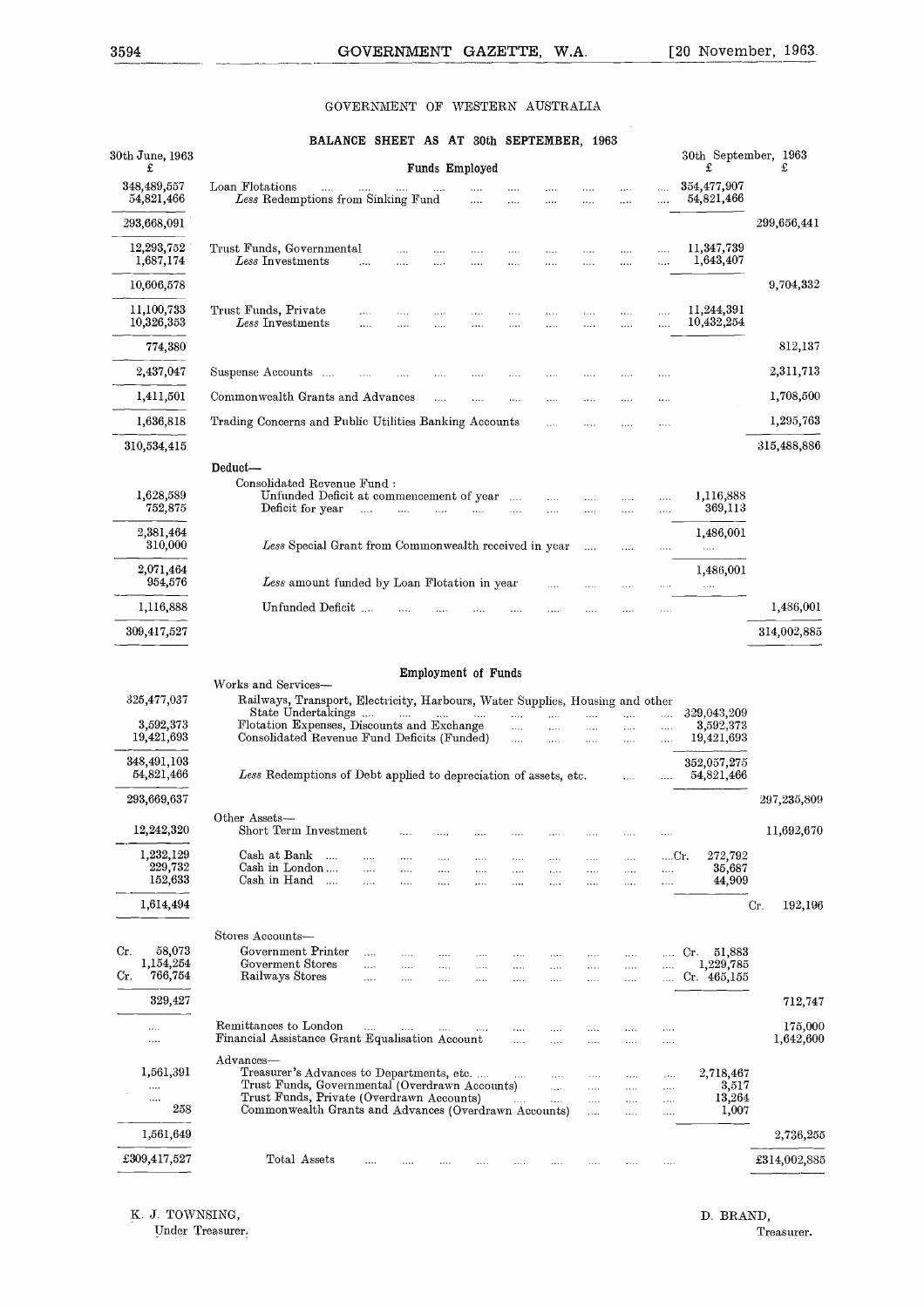GOVERNMENT OF WESTERN AUSTRALIA

## BALANCE SHEET AS AT 30th SEPTEMBER, 1963

| 30th June, 1963 £ | Funds Employed | 30th September, 1963 £ | £ |
|---|---|---|---|
| 348,489,557 | Loan Flotations | 354,477,907 | |
| 54,821,466 | *Less* Redemptions from Sinking Fund | 54,821,466 | |
| 293,668,091 | | | 299,656,441 |
| 12,293,752 | Trust Funds, Governmental | 11,347,739 | |
| 1,687,174 | *Less* Investments | 1,643,407 | |
| 10,606,578 | | | 9,704,332 |
| 11,100,733 | Trust Funds, Private | 11,244,391 | |
| 10,326,353 | *Less* Investments | 10,432,254 | |
| 774,380 | | | 812,137 |
| 2,437,047 | Suspense Accounts | | 2,311,713 |
| 1,411,501 | Commonwealth Grants and Advances | | 1,708,500 |
| 1,636,818 | Trading Concerns and Public Utilities Banking Accounts | | 1,295,763 |
| 310,534,415 | | | 315,488,886 |
| | **Deduct—** | | |
| | Consolidated Revenue Fund : | | |
| 1,628,589 | Unfunded Deficit at commencement of year | 1,116,888 | |
| 752,875 | Deficit for year | 369,113 | |
| 2,381,464 | | 1,486,001 | |
| 310,000 | *Less* Special Grant from Commonwealth received in year | .... | |
| 2,071,464 | | 1,486,001 | |
| 954,576 | *Less* amount funded by Loan Flotation in year | .... | |
| 1,116,888 | Unfunded Deficit | | 1,486,001 |
| 309,417,527 | | | 314,002,885 |

| 30th June, 1963 £ | Employment of Funds | 30th September, 1963 £ | £ |
|---|---|---|---|
| | Works and Services— | | |
| 325,477,037 | Railways, Transport, Electricity, Harbours, Water Supplies, Housing and other State Undertakings | 329,043,209 | |
| 3,592,373 | Flotation Expenses, Discounts and Exchange | 3,592,373 | |
| 19,421,693 | Consolidated Revenue Fund Deficits (Funded) | 19,421,693 | |
| 348,491,103 | | 352,057,275 | |
| 54,821,466 | *Less* Redemptions of Debt applied to depreciation of assets, etc. | 54,821,466 | |
| 293,669,637 | | | 297,235,809 |
| | Other Assets— | | |
| 12,242,320 | Short Term Investment | | 11,692,670 |
| 1,232,129 | Cash at Bank | Cr. 272,792 | |
| 229,732 | Cash in London | 35,687 | |
| 152,633 | Cash in Hand | 44,909 | |
| 1,614,494 | | | Cr. 192,196 |
| | Stores Accounts— | | |
| Cr. 58,073 | Government Printer | Cr. 51,883 | |
| 1,154,254 | Goverment Stores | 1,229,785 | |
| Cr. 766,754 | Railways Stores | Cr. 465,155 | |
| 329,427 | | | 712,747 |
| .... | Remittances to London | | 175,000 |
| .... | Financial Assistance Grant Equalisation Account | | 1,642,600 |
| | Advances— | | |
| 1,561,391 | Treasurer's Advances to Departments, etc. | 2,718,467 | |
| .... | Trust Funds, Governmental (Overdrawn Accounts) | 3,517 | |
| .... | Trust Funds, Private (Overdrawn Accounts) | 13,264 | |
| 258 | Commonwealth Grants and Advances (Overdrawn Accounts) | 1,007 | |
| 1,561,649 | | | 2,736,255 |
| £309,417,527 | Total Assets | | £314,002,885 |

K. J. TOWNSING,
Under Treasurer.

D. BRAND,
Treasurer.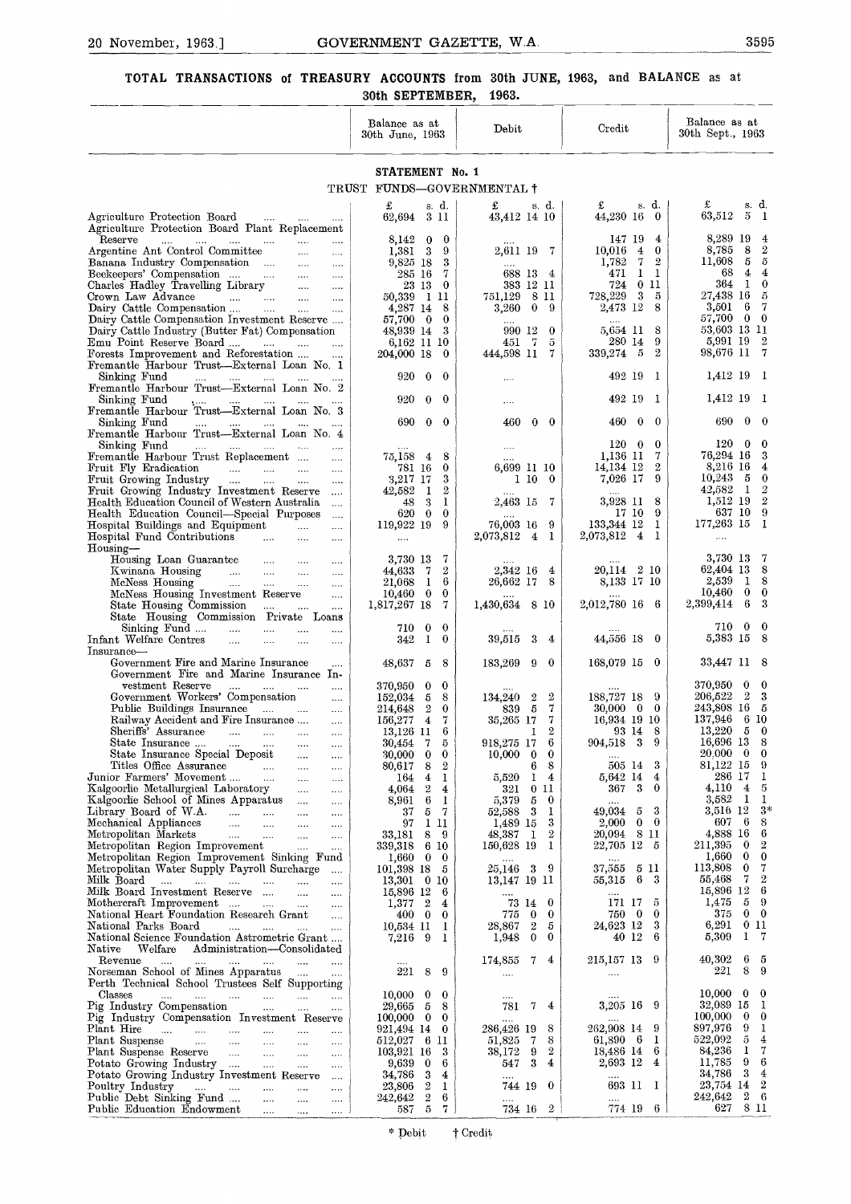# TOTAL TRANSACTIONS of TREASURY ACCOUNTS from 30th JUNE, 1963, and BALANCE as at 30th SEPTEMBER, 1963.

## STATEMENT No. 1

### TRUST FUNDS—GOVERNMENTAL †

| | Balance as at 30th June, 1963 | Debit | Credit | Balance as at 30th Sept., 1963 |
|---|---|---|---|---|
| | £ s. d. | £ s. d. | £ s. d. | £ s. d. |
| Agriculture Protection Board | 62,694 3 11 | 43,412 14 10 | 44,230 16 0 | 63,512 5 1 |
| Agriculture Protection Board Plant Replacement Reserve | 8,142 0 0 | .... | 147 19 4 | 8,289 19 4 |
| Argentine Ant Control Committee | 1,381 3 9 | 2,611 19 7 | 10,016 4 0 | 8,785 8 2 |
| Banana Industry Compensation | 9,825 18 3 | .... | 1,782 7 2 | 11,608 5 5 |
| Beekeepers' Compensation | 285 16 7 | 688 13 4 | 471 1 1 | 68 4 4 |
| Charles Hadley Travelling Library | 23 13 0 | 383 12 11 | 724 0 11 | 364 1 0 |
| Crown Law Advance | 50,339 1 11 | 751,129 8 11 | 728,229 3 5 | 27,438 16 5 |
| Dairy Cattle Compensation | 4,287 14 8 | 3,260 0 9 | 2,473 12 8 | 3,501 6 7 |
| Dairy Cattle Compensation Investment Reserve | 57,700 0 0 | .... | .... | 57,700 0 0 |
| Dairy Cattle Industry (Butter Fat) Compensation | 48,939 14 3 | 990 12 0 | 5,654 11 8 | 53,603 13 11 |
| Emu Point Reserve Board | 6,162 11 10 | 451 7 5 | 280 14 9 | 5,991 19 2 |
| Forests Improvement and Reforestation | 204,000 18 0 | 444,598 11 7 | 339,274 5 2 | 98,676 11 7 |
| Fremantle Harbour Trust—External Loan No. 1 Sinking Fund | 920 0 0 | .... | 492 19 1 | 1,412 19 1 |
| Fremantle Harbour Trust—External Loan No. 2 Sinking Fund | 920 0 0 | .... | 492 19 1 | 1,412 19 1 |
| Fremantle Harbour Trust—External Loan No. 3 Sinking Fund | 690 0 0 | 460 0 0 | 460 0 0 | 690 0 0 |
| Fremantle Harbour Trust—External Loan No. 4 Sinking Fund | .... | .... | 120 0 0 | 120 0 0 |
| Fremantle Harbour Trust Replacement | 75,158 4 8 | .... | 1,136 11 7 | 76,294 16 3 |
| Fruit Fly Eradication | 781 16 0 | 6,699 11 10 | 14,134 12 2 | 8,216 16 4 |
| Fruit Growing Industry | 3,217 17 3 | 1 10 0 | 7,026 17 9 | 10,243 5 0 |
| Fruit Growing Industry Investment Reserve | 42,582 1 2 | .... | .... | 42,582 1 2 |
| Health Education Council of Western Australia | 48 3 1 | 2,463 15 7 | 3,928 11 8 | 1,512 19 2 |
| Health Education Council—Special Purposes | 620 0 0 | .... | 17 10 9 | 637 10 9 |
| Hospital Buildings and Equipment | 119,922 19 9 | 76,003 16 9 | 133,344 12 1 | 177,263 15 1 |
| Hospital Fund Contributions | .... | 2,073,812 4 1 | 2,073,812 4 1 | .... |
| Housing— | | | | |
| Housing Loan Guarantee | 3,730 13 7 | .... | .... | 3,730 13 7 |
| Kwinana Housing | 44,633 7 2 | 2,342 16 4 | 20,114 2 10 | 62,404 13 8 |
| McNess Housing | 21,068 1 6 | 26,662 17 8 | 8,133 17 10 | 2,539 1 8 |
| McNess Housing Investment Reserve | 10,460 0 0 | .... | .... | 10,460 0 0 |
| State Housing Commission | 1,817,267 18 7 | 1,430,634 8 10 | 2,012,780 16 6 | 2,399,414 6 3 |
| State Housing Commission Private Loans Sinking Fund | 710 0 0 | .... | .... | 710 0 0 |
| Infant Welfare Centres | 342 1 0 | 39,515 3 4 | 44,556 18 0 | 5,383 15 8 |
| Insurance— | | | | |
| Government Fire and Marine Insurance | 48,637 5 8 | 183,269 9 0 | 168,079 15 0 | 33,447 11 8 |
| Government Fire and Marine Insurance Investment Reserve | 370,950 0 0 | .... | .... | 370,950 0 0 |
| Government Workers' Compensation | 152,034 5 8 | 134,240 2 2 | 188,727 18 9 | 206,522 2 3 |
| Public Buildings Insurance | 214,648 2 0 | 839 5 7 | 30,000 0 0 | 243,808 16 5 |
| Railway Accident and Fire Insurance | 156,277 4 7 | 35,265 17 7 | 16,934 19 10 | 137,946 6 10 |
| Sheriffs' Assurance | 13,126 11 6 | 1 2 | 93 14 8 | 13,220 5 0 |
| State Insurance | 30,454 7 5 | 918,275 17 6 | 904,518 3 9 | 16,696 13 8 |
| State Insurance Special Deposit | 30,000 0 0 | 10,000 0 0 | .... | 20,000 0 0 |
| Titles Office Assurance | 80,617 8 2 | 6 8 | 505 14 3 | 81,122 15 9 |
| Junior Farmers' Movement | 164 4 1 | 5,520 1 4 | 5,642 14 4 | 286 17 1 |
| Kalgoorlie Metallurgical Laboratory | 4,064 2 4 | 321 0 11 | 367 3 0 | 4,110 4 5 |
| Kalgoorlie School of Mines Apparatus | 8,961 6 1 | 5,379 5 0 | .... | 3,582 1 1 |
| Library Board of W.A. | 37 5 7 | 52,588 3 1 | 49,034 5 3 | 3,516 12 3* |
| Mechanical Appliances | 97 1 11 | 1,489 15 3 | 2,000 0 0 | 607 6 8 |
| Metropolitan Markets | 33,181 8 9 | 48,387 1 2 | 20,094 8 11 | 4,888 16 6 |
| Metropolitan Region Improvement | 339,318 6 10 | 150,628 19 1 | 22,705 12 5 | 211,395 0 2 |
| Metropolitan Region Improvement Sinking Fund | 1,660 0 0 | .... | .... | 1,660 0 0 |
| Metropolitan Water Supply Payroll Surcharge | 101,398 18 5 | 25,146 3 9 | 37,555 5 11 | 113,808 0 7 |
| Milk Board | 13,301 0 10 | 13,147 19 11 | 55,315 6 3 | 55,468 7 2 |
| Milk Board Investment Reserve | 15,896 12 6 | .... | .... | 15,896 12 6 |
| Mothercraft Improvement | 1,377 2 4 | 73 14 0 | 171 17 5 | 1,475 5 9 |
| National Heart Foundation Research Grant | 400 0 0 | 775 0 0 | 750 0 0 | 375 0 0 |
| National Parks Board | 10,534 11 1 | 28,867 2 5 | 24,623 12 3 | 6,291 0 11 |
| National Science Foundation Astrometric Grant | 7,216 9 1 | 1,948 0 0 | 40 12 6 | 5,309 1 7 |
| Native Welfare Administration—Consolidated Revenue | .... | 174,855 7 4 | 215,157 13 9 | 40,302 6 5 |
| Norseman School of Mines Apparatus | 221 8 9 | .... | .... | 221 8 9 |
| Perth Technical School Trustees Self Supporting Classes | 10,000 0 0 | .... | .... | 10,000 0 0 |
| Pig Industry Compensation | 29,665 5 8 | 781 7 4 | 3,205 16 9 | 32,089 15 1 |
| Pig Industry Compensation Investment Reserve | 100,000 0 0 | .... | .... | 100,000 0 0 |
| Plant Hire | 921,494 14 0 | 286,426 19 8 | 262,908 14 9 | 897,976 9 1 |
| Plant Suspense | 512,027 6 11 | 51,825 7 8 | 61,890 6 1 | 522,092 5 4 |
| Plant Suspense Reserve | 103,921 16 3 | 38,172 9 2 | 18,486 14 6 | 84,236 1 7 |
| Potato Growing Industry | 9,639 0 6 | 547 3 4 | 2,693 12 4 | 11,785 9 6 |
| Potato Growing Industry Investment Reserve | 34,786 3 4 | .... | .... | 34,786 3 4 |
| Poultry Industry | 23,806 2 1 | 744 19 0 | 693 11 1 | 23,754 14 2 |
| Public Debt Sinking Fund | 242,642 2 6 | .... | .... | 242,642 2 6 |
| Public Education Endowment | 587 5 7 | 734 16 2 | 774 19 6 | 627 8 11 |

\* Debit † Credit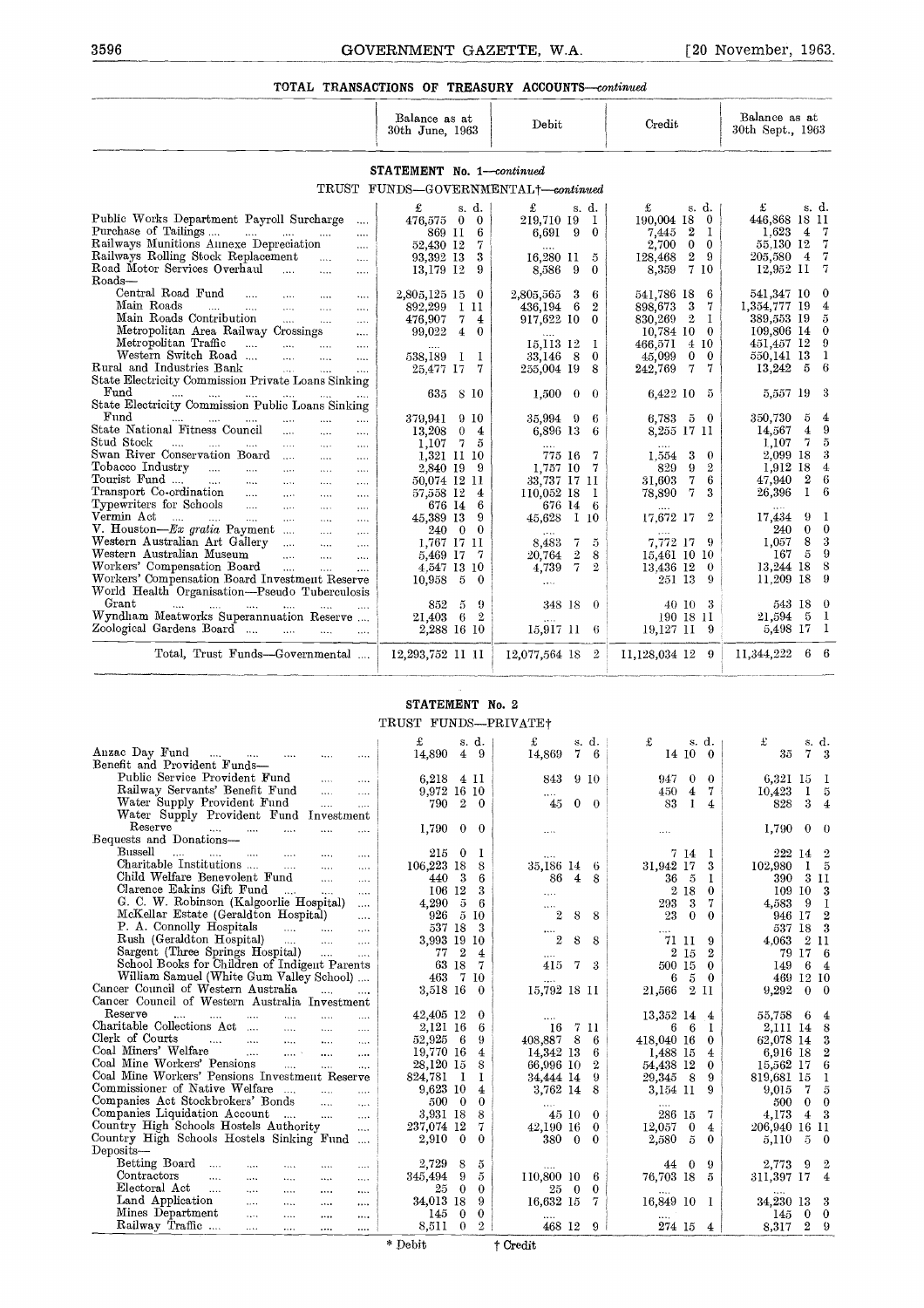## TOTAL TRANSACTIONS OF TREASURY ACCOUNTS—*continued*

### STATEMENT No. 1—*continued*

#### TRUST FUNDS—GOVERNMENTAL†—*continued*

| | Balance as at 30th June, 1963 | Debit | Credit | Balance as at 30th Sept., 1963 |
|---|---|---|---|---|
| | £ s. d. | £ s. d. | £ s. d. | £ s. d. |
| Public Works Department Payroll Surcharge | 476,575 0 0 | 219,710 19 1 | 190,004 18 0 | 446,868 18 11 |
| Purchase of Tailings | 869 11 6 | 6,691 9 0 | 7,445 2 1 | 1,623 4 7 |
| Railways Munitions Annexe Depreciation | 52,430 12 7 | .... | 2,700 0 0 | 55,130 12 7 |
| Railways Rolling Stock Replacement | 93,392 13 3 | 16,280 11 5 | 128,468 2 9 | 205,580 4 7 |
| Road Motor Services Overhaul | 13,179 12 9 | 8,586 9 0 | 8,359 7 10 | 12,952 11 7 |
| Roads— | | | | |
| Central Road Fund | 2,805,125 15 0 | 2,805,565 3 6 | 541,786 18 6 | 541,347 10 0 |
| Main Roads | 892,299 1 11 | 436,194 6 2 | 898,673 3 7 | 1,354,777 19 4 |
| Main Roads Contribution | 476,907 7 4 | 917,622 10 0 | 830,269 2 1 | 389,553 19 5 |
| Metropolitan Area Railway Crossings | 99,022 4 0 | .... | 10,784 10 0 | 109,806 14 0 |
| Metropolitan Traffic | .... | 15,113 12 1 | 466,571 4 10 | 451,457 12 9 |
| Western Switch Road | 538,189 1 1 | 33,146 8 0 | 45,099 0 0 | 550,141 13 1 |
| Rural and Industries Bank | 25,477 17 7 | 255,004 19 8 | 242,769 7 7 | 13,242 5 6 |
| State Electricity Commission Private Loans Sinking Fund | 635 8 10 | 1,500 0 0 | 6,422 10 5 | 5,557 19 3 |
| State Electricity Commission Public Loans Sinking Fund | 379,941 9 10 | 35,994 9 6 | 6,783 5 0 | 350,730 5 4 |
| State National Fitness Council | 13,208 0 4 | 6,896 13 6 | 8,255 17 11 | 14,567 4 9 |
| Stud Stock | 1,107 7 5 | .... | .... | 1,107 7 5 |
| Swan River Conservation Board | 1,321 11 10 | 775 16 7 | 1,554 3 0 | 2,099 18 3 |
| Tobacco Industry | 2,840 19 9 | 1,757 10 7 | 829 9 2 | 1,912 18 4 |
| Tourist Fund | 50,074 12 11 | 33,737 17 11 | 31,603 7 6 | 47,940 2 6 |
| Transport Co-ordination | 57,558 12 4 | 110,052 18 1 | 78,890 7 3 | 26,396 1 6 |
| Typewriters for Schools | 676 14 6 | 676 14 6 | .... | .... |
| Vermin Act | 45,389 13 9 | 45,628 1 10 | 17,672 17 2 | 17,434 9 1 |
| V. Houston—*Ex gratia* Payment | 240 0 0 | .... | .... | 240 0 0 |
| Western Australian Art Gallery | 1,767 17 11 | 8,483 7 5 | 7,772 17 9 | 1,057 8 3 |
| Western Australian Museum | 5,469 17 7 | 20,764 2 8 | 15,461 10 10 | 167 5 9 |
| Workers' Compensation Board | 4,547 13 10 | 4,739 7 2 | 13,436 12 0 | 13,244 18 8 |
| Workers' Compensation Board Investment Reserve | 10,958 5 0 | .... | 251 13 9 | 11,209 18 9 |
| World Health Organisation—Pseudo Tuberculosis Grant | 852 5 9 | 348 18 0 | 40 10 3 | 543 18 0 |
| Wyndham Meatworks Superannuation Reserve | 21,403 6 2 | .... | 190 18 11 | 21,594 5 1 |
| Zoological Gardens Board | 2,288 16 10 | 15,917 11 6 | 19,127 11 9 | 5,498 17 1 |
| Total, Trust Funds—Governmental | 12,293,752 11 11 | 12,077,564 18 2 | 11,128,034 12 9 | 11,344,222 6 6 |

### STATEMENT No. 2

#### TRUST FUNDS—PRIVATE†

| | Balance as at 30th June, 1963 | Debit | Credit | Balance as at 30th Sept., 1963 |
|---|---|---|---|---|
| | £ s. d. | £ s. d. | £ s. d. | £ s. d. |
| Anzac Day Fund | 14,890 4 9 | 14,869 7 6 | 14 10 0 | 35 7 3 |
| Benefit and Provident Funds— | | | | |
| Public Service Provident Fund | 6,218 4 11 | 843 9 10 | 947 0 0 | 6,321 15 1 |
| Railway Servants' Benefit Fund | 9,972 16 10 | .... | 450 4 7 | 10,423 1 5 |
| Water Supply Provident Fund | 790 2 0 | 45 0 0 | 83 1 4 | 828 3 4 |
| Water Supply Provident Fund Investment Reserve | 1,790 0 0 | .... | .... | 1,790 0 0 |
| Bequests and Donations— | | | | |
| Bussell | 215 0 1 | .... | 7 14 1 | 222 14 2 |
| Charitable Institutions | 106,223 18 8 | 35,186 14 6 | 31,942 17 3 | 102,980 1 5 |
| Child Welfare Benevolent Fund | 440 3 6 | 86 4 8 | 36 5 1 | 390 3 11 |
| Clarence Eakins Gift Fund | 106 12 3 | .... | 2 18 0 | 109 10 3 |
| G. C. W. Robinson (Kalgoorlie Hospital) | 4,290 5 6 | .... | 293 3 7 | 4,583 9 1 |
| McKellar Estate (Geraldton Hospital) | 926 5 10 | 2 8 8 | 23 0 0 | 946 17 2 |
| P. A. Connolly Hospitals | 537 18 3 | .... | .... | 537 18 3 |
| Rush (Geraldton Hospital) | 3,993 19 10 | 2 8 8 | 71 11 9 | 4,063 2 11 |
| Sargent (Three Springs Hospital) | 77 2 4 | .... | 2 15 2 | 79 17 6 |
| School Books for Children of Indigent Parents | 63 18 7 | 415 7 3 | 500 15 0 | 149 6 4 |
| William Samuel (White Gum Valley School) | 463 7 10 | .... | 6 5 0 | 469 12 10 |
| Cancer Council of Western Australia | 3,518 16 0 | 15,792 18 11 | 21,566 2 11 | 9,292 0 0 |
| Cancer Council of Western Australia Investment Reserve | 42,405 12 0 | .... | 13,352 14 4 | 55,758 6 4 |
| Charitable Collections Act | 2,121 16 6 | 16 7 11 | 6 6 1 | 2,111 14 8 |
| Clerk of Courts | 52,925 6 9 | 408,887 8 6 | 418,040 16 0 | 62,078 14 3 |
| Coal Miners' Welfare | 19,770 16 4 | 14,342 13 6 | 1,488 15 4 | 6,916 18 2 |
| Coal Mine Workers' Pensions | 28,120 15 8 | 66,996 10 2 | 54,438 12 0 | 15,562 17 6 |
| Coal Mine Workers' Pensions Investment Reserve | 824,781 1 1 | 34,444 14 9 | 29,345 8 9 | 819,681 15 1 |
| Commissioner of Native Welfare | 9,623 10 4 | 3,762 14 8 | 3,154 11 9 | 9,015 7 5 |
| Companies Act Stockbrokers' Bonds | 500 0 0 | .... | .... | 500 0 0 |
| Companies Liquidation Account | 3,931 18 8 | 45 10 0 | 286 15 7 | 4,173 4 3 |
| Country High Schools Hostels Authority | 237,074 12 7 | 42,190 16 0 | 12,057 0 4 | 206,940 16 11 |
| Country High Schools Hostels Sinking Fund | 2,910 0 0 | 380 0 0 | 2,580 5 0 | 5,110 5 0 |
| Deposits— | | | | |
| Betting Board | 2,729 8 5 | .... | 44 0 9 | 2,773 9 2 |
| Contractors | 345,494 9 5 | 110,800 10 6 | 76,703 18 5 | 311,397 17 4 |
| Electoral Act | 25 0 0 | 25 0 0 | .... | .... |
| Land Application | 34,013 18 9 | 16,632 15 7 | 16,849 10 1 | 34,230 13 3 |
| Mines Department | 145 0 0 | .... | .... | 145 0 0 |
| Railway Traffic | 8,511 0 2 | 468 12 9 | 274 15 4 | 8,317 2 9 |

\* Debit † Credit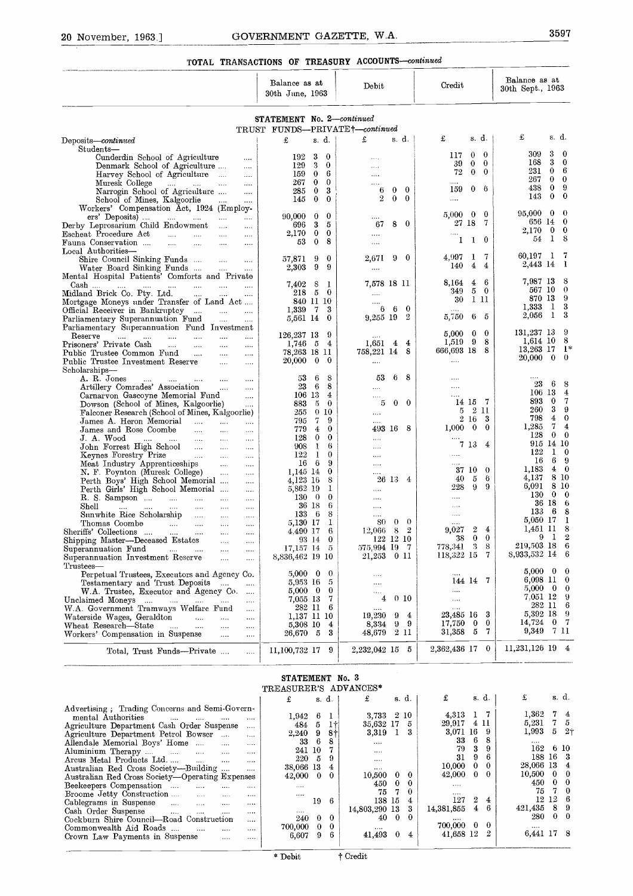## TOTAL TRANSACTIONS OF TREASURY ACCOUNTS—*continued*

### STATEMENT No. 2—*continued*

#### TRUST FUNDS—PRIVATE†—*continued*

| | Balance as at 30th June, 1963 | Debit | Credit | Balance as at 30th Sept., 1963 |
|---|---|---|---|---|
| | £ s. d. | £ s. d. | £ s. d. | £ s. d. |
| Deposits—*continued* | | | | |
| Students— | | | | |
| Cunderdin School of Agriculture | 192 3 0 | .... | 117 0 0 | 309 3 0 |
| Denmark School of Agriculture | 129 3 0 | .... | 39 0 0 | 168 3 0 |
| Harvey School of Agriculture | 159 0 6 | .... | 72 0 0 | 231 0 6 |
| Muresk College | 267 0 0 | .... | .... | 267 0 0 |
| Narrogin School of Agriculture | 285 0 3 | 6 0 0 | 159 0 6 | 438 0 9 |
| School of Mines, Kalgoorlie | 145 0 0 | 2 0 0 | .... | 143 0 0 |
| Workers' Compensation Act, 1924 (Employers' Deposits) | 90,000 0 0 | .... | 5,000 0 0 | 95,000 0 0 |
| Derby Leprosarium Child Endowment | 696 3 5 | 67 8 0 | 27 18 7 | 656 14 0 |
| Escheat Procedure Act | 2,170 0 0 | .... | .... | 2,170 0 0 |
| Fauna Conservation | 53 0 8 | .... | 1 1 0 | 54 1 8 |
| Local Authorities— | | | | |
| Shire Council Sinking Funds | 57,871 9 0 | 2,671 9 0 | 4,997 1 7 | 60,197 1 7 |
| Water Board Sinking Funds | 2,303 9 9 | .... | 140 4 4 | 2,443 14 1 |
| Mental Hospital Patients' Comforts and Private Cash | 7,402 8 1 | 7,578 18 11 | 8,164 4 6 | 7,987 13 8 |
| Midland Brick Co. Pty. Ltd. | 218 5 0 | .... | 349 5 0 | 567 10 0 |
| Mortgage Moneys under Transfer of Land Act | 840 11 10 | .... | 30 1 11 | 870 13 9 |
| Official Receiver in Bankruptcy | 1,339 7 3 | 6 6 0 | .... | 1,333 1 3 |
| Parliamentary Superannuation Fund | 5,561 14 0 | 9,255 19 2 | 5,750 6 5 | 2,056 1 3 |
| Parliamentary Superannuation Fund Investment Reserve | 126,237 13 9 | .... | 5,000 0 0 | 131,237 13 9 |
| Prisoners' Private Cash | 1,746 5 4 | 1,651 4 4 | 1,519 9 8 | 1,614 10 8 |
| Public Trustee Common Fund | 78,263 18 11 | 758,221 14 8 | 666,693 18 8 | 13,263 17 1* |
| Public Trustee Investment Reserve | 20,000 0 0 | .... | .... | 20,000 0 0 |
| Scholarships— | | | | |
| A. R. Jones | 53 6 8 | 53 6 8 | .... | .... |
| Artillery Comrades' Association | 23 6 8 | .... | .... | 23 6 8 |
| Carnarvon Gascoyne Memorial Fund | 106 13 4 | .... | .... | 106 13 4 |
| Dowson (School of Mines, Kalgoorlie) | 883 5 0 | 5 0 0 | 14 15 7 | 893 0 7 |
| Falconer Research (School of Mines, Kalgoorlie) | 255 0 10 | .... | 5 2 11 | 260 3 9 |
| James A. Heron Memorial | 795 7 9 | .... | 2 16 3 | 798 4 0 |
| James and Rose Coombe | 779 4 0 | 493 16 8 | 1,000 0 0 | 1,285 7 4 |
| J. A. Wood | 128 0 0 | .... | .... | 128 0 0 |
| John Forrest High School | 908 1 6 | .... | 7 13 4 | 915 14 10 |
| Keynes Forestry Prize | 122 1 0 | .... | .... | 122 1 0 |
| Meat Industry Apprenticeships | 16 6 9 | .... | .... | 16 6 9 |
| N. F. Poynton (Muresk College) | 1,145 14 0 | .... | 37 10 0 | 1,183 4 0 |
| Perth Boys' High School Memorial | 4,123 16 8 | 26 13 4 | 40 5 6 | 4,137 8 10 |
| Perth Girls' High School Memorial | 5,862 19 1 | .... | 228 9 9 | 6,091 8 10 |
| R. S. Sampson | 130 0 0 | .... | .... | 130 0 0 |
| Shell | 36 18 6 | .... | .... | 36 18 6 |
| Sunwhite Rice Scholarship | 133 6 8 | .... | .... | 133 6 8 |
| Thomas Coombe | 5,130 17 1 | 80 0 0 | .... | 5,050 17 1 |
| Sheriffs' Collections | 4,490 17 6 | 12,066 8 2 | 9,027 2 4 | 1,451 11 8 |
| Shipping Master—Deceased Estates | 93 14 0 | 122 12 10 | 38 0 0 | 9 1 2 |
| Superannuation Fund | 17,157 14 5 | 575,994 19 7 | 778,341 3 8 | 219,503 18 6 |
| Superannuation Investment Reserve | 8,836,462 19 10 | 21,253 0 11 | 118,322 15 7 | 8,933,532 14 6 |
| Trustees— | | | | |
| Perpetual Trustees, Executors and Agency Co. | 5,000 0 0 | .... | .... | 5,000 0 0 |
| Testamentary and Trust Deposits | 5,953 16 5 | .... | 144 14 7 | 6,098 11 0 |
| W.A. Trustee, Executor and Agency Co. | 5,000 0 0 | .... | .... | 5,000 0 0 |
| Unclaimed Moneys | 7,055 13 7 | 4 0 10 | .... | 7,051 12 9 |
| W.A. Government Tramways Welfare Fund | 282 11 6 | .... | .... | 282 11 6 |
| Waterside Wages, Geraldton | 1,137 11 10 | 19,230 9 4 | 23,485 16 3 | 5,392 18 9 |
| Wheat Research—State | 5,308 10 4 | 8,334 9 9 | 17,750 0 0 | 14,724 0 7 |
| Workers' Compensation in Suspense | 26,670 5 3 | 48,679 2 11 | 31,358 5 7 | 9,349 7 11 |
| Total, Trust Funds—Private | 11,100,732 17 9 | 2,232,042 15 5 | 2,362,436 17 0 | 11,231,126 19 4 |

### STATEMENT No. 3

#### TREASURER'S ADVANCES*

| | Balance as at 30th June, 1963 | Debit | Credit | Balance as at 30th Sept., 1963 |
|---|---|---|---|---|
| | £ s. d. | £ s. d. | £ s. d. | £ s. d. |
| Advertising; Trading Concerns and Semi-Governmental Authorities | 1,942 6 1 | 3,733 2 10 | 4,313 1 7 | 1,362 7 4 |
| Agriculture Department Cash Order Suspense | 484 5 1† | 35,632 17 5 | 29,917 4 11 | 5,231 7 5 |
| Agriculture Department Petrol Bowser | 2,240 9 8† | 3,319 1 3 | 3,071 16 9 | 1,993 5 2† |
| Allendale Memorial Boys' Home | 33 6 8 | .... | 33 6 8 | .... |
| Aluminium Therapy | 241 10 7 | .... | 79 3 9 | 162 6 10 |
| Arcus Metal Products Ltd. | 220 5 9 | .... | 31 9 6 | 188 16 3 |
| Australian Red Cross Society—Building | 38,066 13 4 | .... | 10,000 0 0 | 28,066 13 4 |
| Australian Red Cross Society—Operating Expenses | 42,000 0 0 | 10,500 0 0 | 42,000 0 0 | 10,500 0 0 |
| Beekeepers Compensation | .... | 450 0 0 | .... | 450 0 0 |
| Broome Jetty Construction | .... | 75 7 0 | .... | 75 7 0 |
| Cablegrams in Suspense | 19 6 | 138 15 4 | 127 2 4 | 12 12 6 |
| Cash Order Suspense | .... | 14,803,290 13 3 | 14,381,855 4 6 | 421,435 8 9 |
| Cockburn Shire Council—Road Construction | 240 0 0 | 40 0 0 | .... | 280 0 0 |
| Commonwealth Aid Roads | 700,000 0 0 | .... | 700,000 0 0 | .... |
| Crown Law Payments in Suspense | 6,607 9 6 | 41,493 0 4 | 41,658 12 2 | 6,441 17 8 |

\* Debit † Credit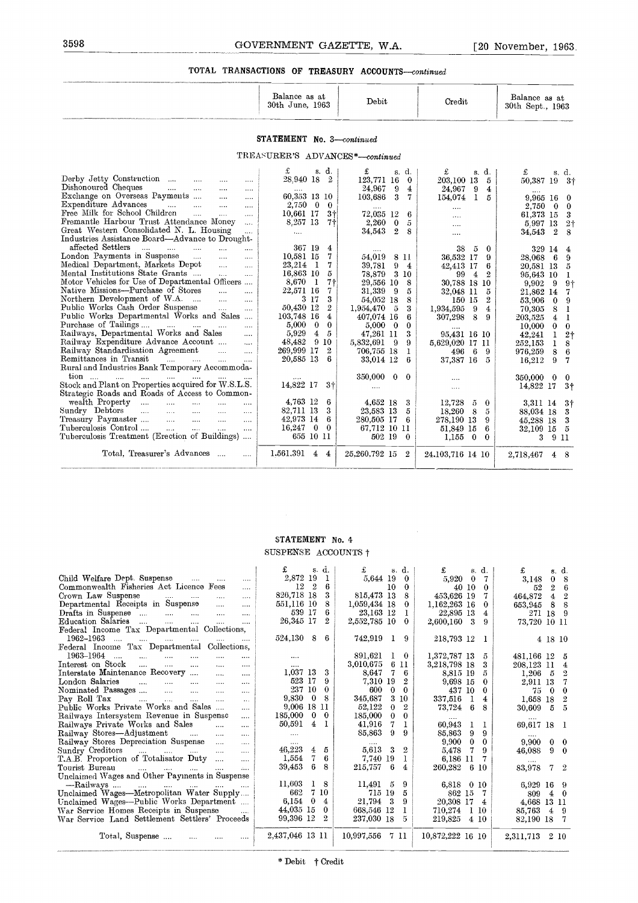## TOTAL TRANSACTIONS OF TREASURY ACCOUNTS—*continued*

### STATEMENT No. 3—*continued*

TREASURER'S ADVANCES*—*continued*

| | Balance as at 30th June, 1963 | Debit | Credit | Balance as at 30th Sept., 1963 |
|---|---|---|---|---|
| | £ s. d. | £ s. d. | £ s. d. | £ s. d. |
| Derby Jetty Construction | 28,940 18 2 | 123,771 16 0 | 203,100 13 5 | 50,387 19 3† |
| Dishonoured Cheques | .... | 24,967 9 4 | 24,967 9 4 | .... |
| Exchange on Overseas Payments | 60,353 13 10 | 103,686 3 7 | 154,074 1 5 | 9,965 16 0 |
| Expenditure Advances | 2,750 0 0 | .... | .... | 2,750 0 0 |
| Free Milk for School Children | 10,661 17 3† | 72,035 12 6 | .... | 61,373 15 3 |
| Fremantle Harbour Trust Attendance Money | 8,257 13 7† | 2,260 0 5 | .... | 5,997 13 2† |
| Great Western Consolidated N. L. Housing | .... | 34,543 2 8 | .... | 34,543 2 8 |
| Industries Assistance Board—Advance to Drought-affected Settlers | 367 19 4 | .... | 38 5 0 | 329 14 4 |
| London Payments in Suspense | 10,581 15 7 | 54,019 8 11 | 36,532 17 9 | 28,068 6 9 |
| Medical Department, Markets Depot | 23,214 1 7 | 39,781 9 4 | 42,413 17 6 | 20,581 13 5 |
| Mental Institutions State Grants | 16,863 10 5 | 78,879 3 10 | 99 4 2 | 95,643 10 1 |
| Motor Vehicles for Use of Departmental Officers | 8,670 1 7† | 29,556 10 8 | 30,788 18 10 | 9,902 9 9† |
| Native Missions—Purchase of Stores | 22,571 16 7 | 31,339 9 5 | 32,048 11 5 | 21,862 14 7 |
| Northern Development of W.A. | 3 17 3 | 54,052 18 8 | 150 15 2 | 53,906 0 9 |
| Public Works Cash Order Suspense | 50,430 12 2 | 1,954,470 5 3 | 1,934,595 9 4 | 70,305 8 1 |
| Public Works Departmental Works and Sales | 103,748 16 4 | 407,074 16 6 | 307,298 8 9 | 203,525 4 1 |
| Purchase of Tailings | 5,000 0 0 | 5,000 0 0 | .... | 10,000 0 0 |
| Railways, Departmental Works and Sales | 5,929 4 5 | 47,261 11 3 | 95,431 16 10 | 42,241 1 2† |
| Railway Expenditure Advance Account | 48,482 9 10 | 5,832,691 9 9 | 5,629,020 17 11 | 252,153 1 8 |
| Railway Standardisation Agreement | 269,999 17 2 | 706,755 18 1 | 496 6 9 | 976,259 8 6 |
| Remittances in Transit | 20,585 13 6 | 33,014 12 6 | 37,387 16 5 | 16,212 9 7 |
| Rural and Industries Bank Temporary Accommodation | .... | 350,000 0 0 | .... | 350,000 0 0 |
| Stock and Plant on Properties acquired for W.S.L.S. | 14,822 17 3† | .... | .... | 14,822 17 3† |
| Strategic Roads and Roads of Access to Commonwealth Property | 4,763 12 6 | 4,652 18 3 | 12,728 5 0 | 3,311 14 3† |
| Sundry Debtors | 82,711 13 3 | 23,583 13 5 | 18,260 8 5 | 88,034 18 3 |
| Treasury Paymaster | 42,973 14 6 | 280,505 17 6 | 278,190 13 9 | 45,288 18 3 |
| Tuberculosis Control | 16,247 0 0 | 67,712 10 11 | 51,849 15 6 | 32,109 15 5 |
| Tuberculosis Treatment (Erection of Buildings) | 655 10 11 | 502 19 0 | 1,155 0 0 | 3 9 11 |
| Total, Treasurer's Advances | 1,561,391 4 4 | 25,260,792 15 2 | 24,103,716 14 10 | 2,718,467 4 8 |

### STATEMENT No. 4

SUSPENSE ACCOUNTS †

| | Balance as at 30th June, 1963 | Debit | Credit | Balance as at 30th Sept., 1963 |
|---|---|---|---|---|
| | £ s. d. | £ s. d. | £ s. d. | £ s. d. |
| Child Welfare Dept. Suspense | 2,872 19 1 | 5,644 19 0 | 5,920 0 7 | 3,148 0 8 |
| Commonwealth Fisheries Act Licence Fees | 12 2 6 | 10 0 | 40 10 0 | 52 2 6 |
| Crown Law Suspense | 826,718 18 3 | 815,473 13 8 | 453,626 19 7 | 464,872 4 2 |
| Departmental Receipts in Suspense | 551,116 10 8 | 1,059,434 18 0 | 1,162,263 16 0 | 653,945 8 8 |
| Drafts in Suspense | 539 17 6 | 23,163 12 1 | 22,895 13 4 | 271 18 9 |
| Education Salaries | 26,345 17 2 | 2,552,785 10 0 | 2,600,160 3 9 | 73,720 10 11 |
| Federal Income Tax Departmental Collections, 1962–1963 | 524,130 8 6 | 742,919 1 9 | 218,793 12 1 | 4 18 10 |
| Federal Income Tax Departmental Collections, 1963–1964 | .... | 891,621 1 0 | 1,372,787 13 5 | 481,166 12 5 |
| Interest on Stock | .... | 3,010,675 6 11 | 3,218,798 18 3 | 208,123 11 4 |
| Interstate Maintenance Recovery | 1,037 13 3 | 8,647 7 6 | 8,815 19 5 | 1,206 5 2 |
| London Salaries | 523 17 9 | 7,310 19 2 | 9,698 15 0 | 2,911 13 7 |
| Nominated Passages | 237 10 0 | 600 0 0 | 437 10 0 | 75 0 0 |
| Pay Roll Tax | 9,830 0 8 | 345,687 3 10 | 337,516 1 4 | 1,658 18 2 |
| Public Works Private Works and Sales | 9,006 18 11 | 52,122 0 2 | 73,724 6 8 | 30,609 5 5 |
| Railways Intersystem Revenue in Suspense | 185,000 0 0 | 185,000 0 0 | .... | .... |
| Railways Private Works and Sales | 50,591 4 1 | 41,916 7 1 | 60,943 1 1 | 69,617 18 1 |
| Railway Stores—Adjustment | .... | 85,863 9 9 | 85,863 9 9 | .... |
| Railway Stores Depreciation Suspense | .... | .... | 9,900 0 0 | 9,900 0 0 |
| Sundry Creditors | 46,223 4 5 | 5,613 3 2 | 5,478 7 9 | 46,088 9 0 |
| T.A.B. Proportion of Totalisator Duty | 1,554 7 6 | 7,740 19 1 | 6,186 11 7 | .... |
| Tourist Bureau | 39,453 6 8 | 215,757 6 4 | 260,282 6 10 | 83,978 7 2 |
| Unclaimed Wages and Other Payments in Suspense—Railways | 11,603 1 8 | 11,491 5 9 | 6,818 0 10 | 6,929 16 9 |
| Unclaimed Wages—Metropolitan Water Supply | 662 7 10 | 715 19 5 | 862 15 7 | 809 4 0 |
| Unclaimed Wages—Public Works Department | 6,154 0 4 | 21,794 3 9 | 20,308 17 4 | 4,668 13 11 |
| War Service Homes Receipts in Suspense | 44,035 15 0 | 668,546 12 1 | 710,274 1 10 | 85,763 4 9 |
| War Service Land Settlement Settlers' Proceeds | 99,396 12 2 | 237,030 18 5 | 219,825 4 10 | 82,190 18 7 |
| Total, Suspense | 2,437,046 13 11 | 10,997,556 7 11 | 10,872,222 16 10 | 2,311,713 2 10 |

\* Debit † Credit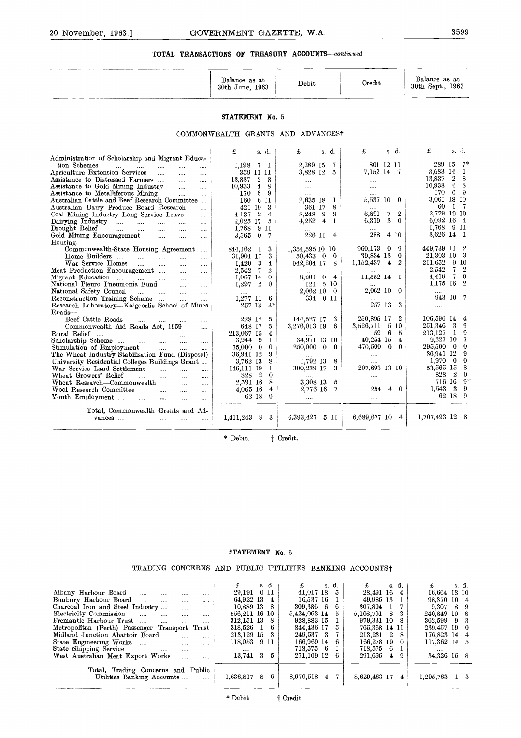## TOTAL TRANSACTIONS OF TREASURY ACCOUNTS—*continued*

### STATEMENT No. 5

#### COMMONWEALTH GRANTS AND ADVANCES†

| | Balance as at 30th June, 1963 | Debit | Credit | Balance as at 30th Sept., 1963 |
|---|---|---|---|---|
| | £ s. d. | £ s. d. | £ s. d. | £ s. d. |
| Administration of Scholarship and Migrant Education Schemes | 1,198 7 1 | 2,289 15 7 | 801 12 11 | 289 15 7* |
| Agriculture Extension Services | 359 11 11 | 3,828 12 5 | 7,152 14 7 | 3,683 14 1 |
| Assistance to Distressed Farmers | 13,837 2 8 | .... | .... | 13,837 2 8 |
| Assistance to Gold Mining Industry | 10,933 4 8 | .... | .... | 10,933 4 8 |
| Assistance to Metalliferous Mining | 170 6 9 | .... | .... | 170 6 9 |
| Australian Cattle and Beef Research Committee | 160 6 11 | 2,635 18 1 | 5,537 10 0 | 3,061 18 10 |
| Australian Dairy Produce Board Research | 421 19 3 | 361 17 8 | .... | 60 1 7 |
| Coal Mining Industry Long Service Leave | 4,137 2 4 | 8,248 9 8 | 6,891 7 2 | 2,779 19 10 |
| Dairying Industry | 4,025 17 5 | 4,252 4 1 | 6,319 3 0 | 6,092 16 4 |
| Drought Relief | 1,768 9 11 | .... | .... | 1,768 9 11 |
| Gold Mining Encouragement | 3,565 0 7 | 226 11 4 | 288 4 10 | 3,626 14 1 |
| Housing— | | | | |
| Commonwealth-State Housing Agreement | 844,162 1 3 | 1,354,595 10 10 | 960,173 0 9 | 449,739 11 2 |
| Home Builders | 31,901 17 3 | 50,433 0 0 | 39,834 13 0 | 21,303 10 3 |
| War Service Homes | 1,420 3 4 | 942,204 17 8 | 1,152,437 4 2 | 211,652 9 10 |
| Meat Production Encouragement | 2,542 7 2 | .... | .... | 2,542 7 2 |
| Migrant Education | 1,067 14 0 | 8,201 0 4 | 11,552 14 1 | 4,419 7 9 |
| National Pleuro Pneumonia Fund | 1,297 2 0 | 121 5 10 | .... | 1,175 16 2 |
| National Safety Council | .... | 2,062 10 0 | 2,062 10 0 | .... |
| Reconstruction Training Scheme | 1,277 11 6 | 334 0 11 | .... | 943 10 7 |
| Research Laboratory—Kalgoorlie School of Mines | 257 13 3* | .... | 257 13 3 | .... |
| Roads— | | | | |
| Beef Cattle Roads | 228 14 5 | 144,527 17 3 | 250,895 17 2 | 106,596 14 4 |
| Commonwealth Aid Roads Act, 1959 | 648 17 5 | 3,276,013 19 6 | 3,526,711 5 10 | 251,346 3 9 |
| Rural Relief | 213,067 15 4 | .... | 59 6 5 | 213,127 1 9 |
| Scholarship Scheme | 3,944 9 1 | 34,971 13 10 | 40,254 15 4 | 9,227 10 7 |
| Stimulation of Employment | 75,000 0 0 | 250,000 0 0 | 470,500 0 0 | 295,500 0 0 |
| The Wheat Industry Stabilisation Fund (Disposal) | 36,941 12 9 | .... | .... | 36,941 12 9 |
| University Residential Colleges Buildings Grant | 3,762 13 8 | 1,792 13 8 | .... | 1,970 0 0 |
| War Service Land Settlement | 146,111 19 1 | 300,239 17 3 | 207,693 13 10 | 53,565 15 8 |
| Wheat Growers' Relief | 828 2 0 | .... | .... | 828 2 0 |
| Wheat Research—Commonwealth | 2,591 16 8 | 3,308 13 5 | .... | 716 16 9* |
| Wool Research Committee | 4,065 16 4 | 2,776 16 7 | 254 4 0 | 1,543 3 9 |
| Youth Employment | 62 18 9 | .... | .... | 62 18 9 |
| Total, Commonwealth Grants and Advances | 1,411,243 8 3 | 6,393,427 5 11 | 6,689,677 10 4 | 1,707,493 12 8 |

\* Debit. † Credit.

### STATEMENT No. 6

#### TRADING CONCERNS AND PUBLIC UTILITIES BANKING ACCOUNTS†

| | Balance as at 30th June, 1963 | Debit | Credit | Balance as at 30th Sept., 1963 |
|---|---|---|---|---|
| | £ s. d. | £ s. d. | £ s. d. | £ s. d. |
| Albany Harbour Board | 29,191 0 11 | 41,017 18 5 | 28,491 16 4 | 16,664 18 10 |
| Bunbury Harbour Board | 64,922 13 4 | 16,537 16 1 | 49,985 13 1 | 98,370 10 4 |
| Charcoal Iron and Steel Industry | 10,889 13 8 | 309,386 6 6 | 307,804 1 7 | 9,307 8 9 |
| Electricity Commission | 556,211 16 10 | 5,424,063 14 5 | 5,108,701 8 3 | 240,849 10 8 |
| Fremantle Harbour Trust | 312,151 13 8 | 928,883 15 1 | 979,331 10 8 | 362,599 9 3 |
| Metropolitan (Perth) Passenger Transport Trust | 318,526 1 6 | 844,436 17 5 | 765,368 14 11 | 239,457 19 0 |
| Midland Junction Abattoir Board | 213,129 15 3 | 249,537 3 7 | 213,231 2 8 | 176,823 14 4 |
| State Engineering Works | 118,053 9 11 | 166,969 14 6 | 166,278 19 0 | 117,362 14 5 |
| State Shipping Service | .... | 718,575 6 1 | 718,575 6 1 | .... |
| West Australian Meat Export Works | 13,741 3 5 | 271,109 12 6 | 291,695 4 9 | 34,326 15 8 |
| Total, Trading Concerns and Public Utilities Banking Accounts | 1,636,817 8 6 | 8,970,518 4 7 | 8,629,463 17 4 | 1,295,763 1 3 |

\* Debit † Credit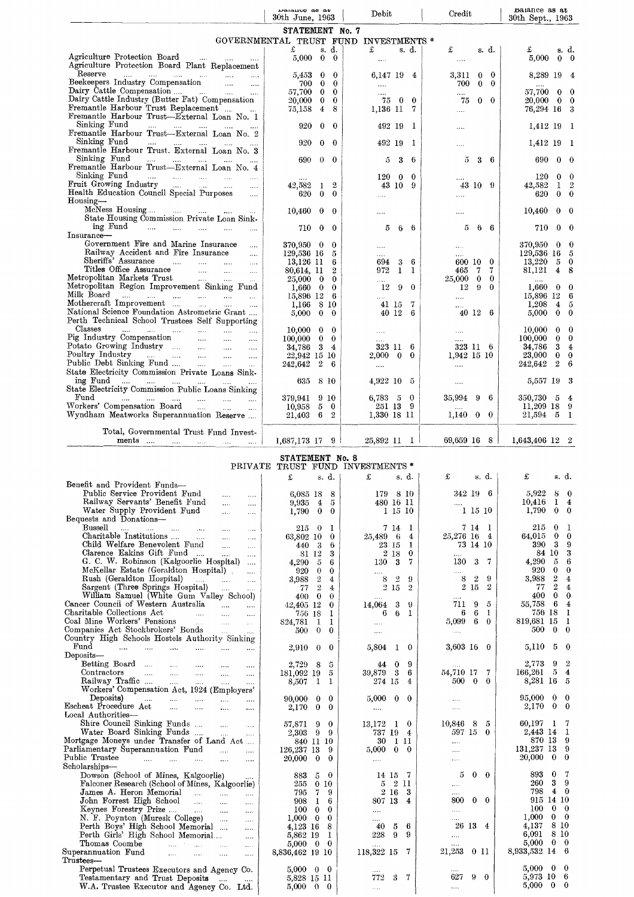## STATEMENT No. 7

### GOVERNMENTAL TRUST FUND INVESTMENTS *

| | Balance as at 30th June, 1963 | Debit | Credit | Balance as at 30th Sept., 1963 |
|---|---|---|---|---|
| | £ s. d. | £ s. d. | £ s. d. | £ s. d. |
| Agriculture Protection Board | 5,000 0 0 | .... | .... | 5,000 0 0 |
| Agriculture Protection Board Plant Replacement Reserve | 5,453 0 0 | 6,147 19 4 | 3,311 0 0 | 8,289 19 4 |
| Beekeepers Industry Compensation | 700 0 0 | .... | 700 0 0 | .... |
| Dairy Cattle Compensation | 57,700 0 0 | .... | .... | 57,700 0 0 |
| Dairy Cattle Industry (Butter Fat) Compensation | 20,000 0 0 | 75 0 0 | 75 0 0 | 20,000 0 0 |
| Fremantle Harbour Trust Replacement | 75,158 4 8 | 1,136 11 7 | .... | 76,294 16 3 |
| Fremantle Harbour Trust—External Loan No. 1 Sinking Fund | 920 0 0 | 492 19 1 | .... | 1,412 19 1 |
| Fremantle Harbour Trust—External Loan No. 2 Sinking Fund | 920 0 0 | 492 19 1 | .... | 1,412 19 1 |
| Fremantle Harbour Trust. External Loan No. 3 Sinking Fund | 690 0 0 | 5 3 6 | 5 3 6 | 690 0 0 |
| Fremantle Harbour Trust—External Loan No. 4 Sinking Fund | .... | 120 0 0 | .... | 120 0 0 |
| Fruit Growing Industry | 42,582 1 2 | 43 10 9 | 43 10 9 | 42,582 1 2 |
| Health Education Council Special Purposes | 620 0 0 | .... | .... | 620 0 0 |
| Housing— | | | | |
| McNess Housing | 10,460 0 0 | .... | .... | 10,460 0 0 |
| State Housing Commission Private Loan Sinking Fund | 710 0 0 | 5 6 6 | 5 6 6 | 710 0 0 |
| Insurance— | | | | |
| Government Fire and Marine Insurance | 370,950 0 0 | .... | .... | 370,950 0 0 |
| Railway Accident and Fire Insurance | 129,536 16 5 | .... | .... | 129,536 16 5 |
| Sheriffs' Assurance | 13,126 11 6 | 694 3 6 | 600 10 0 | 13,220 5 0 |
| Titles Office Assurance | 80,614 11 2 | 972 1 1 | 465 7 7 | 81,121 4 8 |
| Metropolitan Markets Trust | 25,000 0 0 | .... | 25,000 0 0 | .... |
| Metropolitan Region Improvement Sinking Fund | 1,660 0 0 | 12 9 0 | 12 9 0 | 1,660 0 0 |
| Milk Board | 15,896 12 6 | .... | .... | 15,896 12 6 |
| Mothercraft Improvement | 1,166 8 10 | 41 15 7 | .... | 1,208 4 5 |
| National Science Foundation Astrometric Grant | 5,000 0 0 | 40 12 6 | 40 12 6 | 5,000 0 0 |
| Perth Technical School Trustees Self Supporting Classes | 10,000 0 0 | .... | .... | 10,000 0 0 |
| Pig Industry Compensation | 100,000 0 0 | .... | .... | 100,000 0 0 |
| Potato Growing Industry | 34,786 3 4 | 323 11 6 | 323 11 6 | 34,786 3 4 |
| Poultry Industry | 22,942 15 10 | 2,000 0 0 | 1,942 15 10 | 23,000 0 0 |
| Public Debt Sinking Fund | 242,642 2 6 | .... | .... | 242,642 2 6 |
| State Electricity Commission Private Loans Sinking Fund | 635 8 10 | 4,922 10 5 | .... | 5,557 19 3 |
| State Electricity Commission Public Loans Sinking Fund | 379,941 9 10 | 6,783 5 0 | 35,994 9 6 | 350,730 5 4 |
| Workers' Compensation Board | 10,958 5 0 | 251 13 9 | .... | 11,209 18 9 |
| Wyndham Meatworks Superannuation Reserve | 21,403 6 2 | 1,330 18 11 | 1,140 0 0 | 21,594 5 1 |
| Total, Governmental Trust Fund Investments | 1,687,173 17 9 | 25,892 11 1 | 69,659 16 8 | 1,643,406 12 2 |

## STATEMENT No. 8

### PRIVATE TRUST FUND INVESTMENTS *

| | Balance as at 30th June, 1963 | Debit | Credit | Balance as at 30th Sept., 1963 |
|---|---|---|---|---|
| | £ s. d. | £ s. d. | £ s. d. | £ s. d. |
| Benefit and Provident Funds— | | | | |
| Public Service Provident Fund | 6,085 18 8 | 179 8 10 | 342 19 6 | 5,922 8 0 |
| Railway Servants' Benefit Fund | 9,935 4 5 | 480 16 11 | .... | 10,416 1 4 |
| Water Supply Provident Fund | 1,790 0 0 | 1 15 10 | 1 15 10 | 1,790 0 0 |
| Bequests and Donations— | | | | |
| Bussell | 215 0 1 | 7 14 1 | 7 14 1 | 215 0 1 |
| Charitable Institutions | 63,802 10 0 | 25,489 6 4 | 25,276 16 4 | 64,015 0 0 |
| Child Welfare Benevolent Fund | 440 3 6 | 23 15 1 | 73 14 10 | 390 3 9 |
| Clarence Eakins Gift Fund | 81 12 3 | 2 18 0 | .... | 84 10 3 |
| G. C. W. Robinson (Kalgoorlie Hospital) | 4,290 5 6 | 130 3 7 | 130 3 7 | 4,290 5 6 |
| McKellar Estate (Geraldton Hospital) | 920 0 0 | .... | .... | 920 0 0 |
| Rush (Geraldton Hospital) | 3,988 2 4 | 8 2 9 | 8 2 9 | 3,988 2 4 |
| Sargent (Three Springs Hospital) | 77 2 4 | 2 15 2 | 2 15 2 | 77 2 4 |
| William Samuel (White Gum Valley School) | 400 0 0 | .... | .... | 400 0 0 |
| Cancer Council of Western Australia | 42,405 12 0 | 14,064 3 9 | 711 9 5 | 55,758 6 4 |
| Charitable Collections Act | 756 18 1 | 6 6 1 | 6 6 1 | 756 18 1 |
| Coal Mine Workers' Pensions | 824,781 1 1 | .... | 5,099 6 0 | 819,681 15 1 |
| Companies Act Stockbrokers' Bonds | 500 0 0 | .... | .... | 500 0 0 |
| Country High Schools Hostels Authority Sinking Fund | 2,910 0 0 | 5,804 1 0 | 3,603 16 0 | 5,110 5 0 |
| Deposits— | | | | |
| Betting Board | 2,729 8 5 | 44 0 9 | .... | 2,773 9 2 |
| Contractors | 181,092 19 5 | 39,879 3 6 | 54,710 17 7 | 166,261 5 4 |
| Railway Traffic | 8,507 1 1 | 274 15 4 | 500 0 0 | 8,281 16 5 |
| Workers' Compensation Act, 1924 (Employers' Deposits) | 90,000 0 0 | 5,000 0 0 | .... | 95,000 0 0 |
| Escheat Procedure Act | 2,170 0 0 | .... | .... | 2,170 0 0 |
| Local Authorities— | | | | |
| Shire Council Sinking Funds | 57,871 9 0 | 13,172 1 0 | 10,846 8 5 | 60,197 1 7 |
| Water Board Sinking Funds | 2,303 9 9 | 737 19 4 | 597 15 0 | 2,443 14 1 |
| Mortgage Moneys under Transfer of Land Act | 840 11 10 | 30 1 11 | .... | 870 13 9 |
| Parliamentary Superannuation Fund | 126,237 13 9 | 5,000 0 0 | .... | 131,237 13 9 |
| Public Trustee | 20,000 0 0 | .... | .... | 20,000 0 0 |
| Scholarships— | | | | |
| Dowson (School of Mines, Kalgoorlie) | 883 5 0 | 14 15 7 | 5 0 0 | 893 0 7 |
| Falconer Research (School of Mines, Kalgoorlie) | 255 0 10 | 5 2 11 | .... | 260 3 9 |
| James A. Heron Memorial | 795 7 9 | 2 16 3 | .... | 798 4 0 |
| John Forrest High School | 908 1 6 | 807 13 4 | 800 0 0 | 915 14 10 |
| Keynes Forestry Prize | 100 0 0 | .... | .... | 100 0 0 |
| N. F. Poynton (Muresk College) | 1,000 0 0 | .... | .... | 1,000 0 0 |
| Perth Boys' High School Memorial | 4,123 16 8 | 40 5 6 | 26 13 4 | 4,137 8 10 |
| Perth Girls' High School Memorial | 5,862 19 1 | 228 9 9 | .... | 6,091 8 10 |
| Thomas Coombe | 5,000 0 0 | .... | .... | 5,000 0 0 |
| Superannuation Fund | 8,836,462 19 10 | 118,322 15 7 | 21,253 0 11 | 8,933,532 14 6 |
| Trustees— | | | | |
| Perpetual Trustees Executors and Agency Co. | 5,000 0 0 | .... | .... | 5,000 0 0 |
| Testamentary and Trust Deposits | 5,828 15 11 | 772 3 7 | 627 9 0 | 5,973 10 6 |
| W.A. Trustee Executor and Agency Co. Ltd. | 5,000 0 0 | .... | .... | 5,000 0 0 |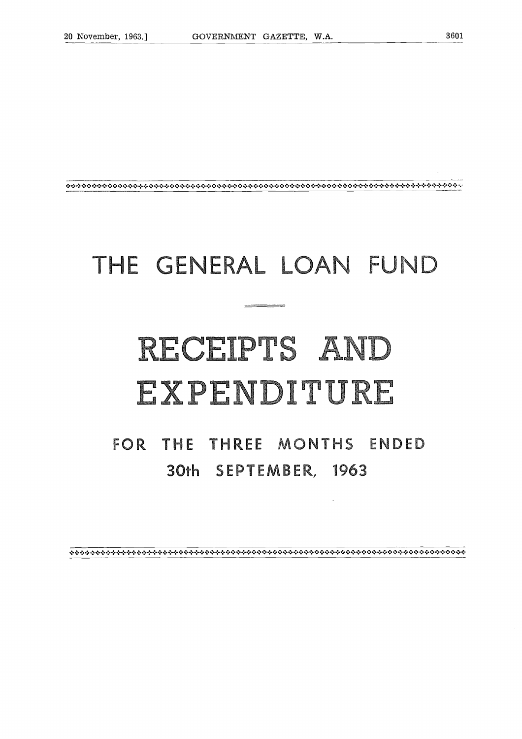# THE GENERAL LOAN FUND

# RECEIPTS AND EXPENDITURE

## FOR THE THREE MONTHS ENDED 30th SEPTEMBER, 1963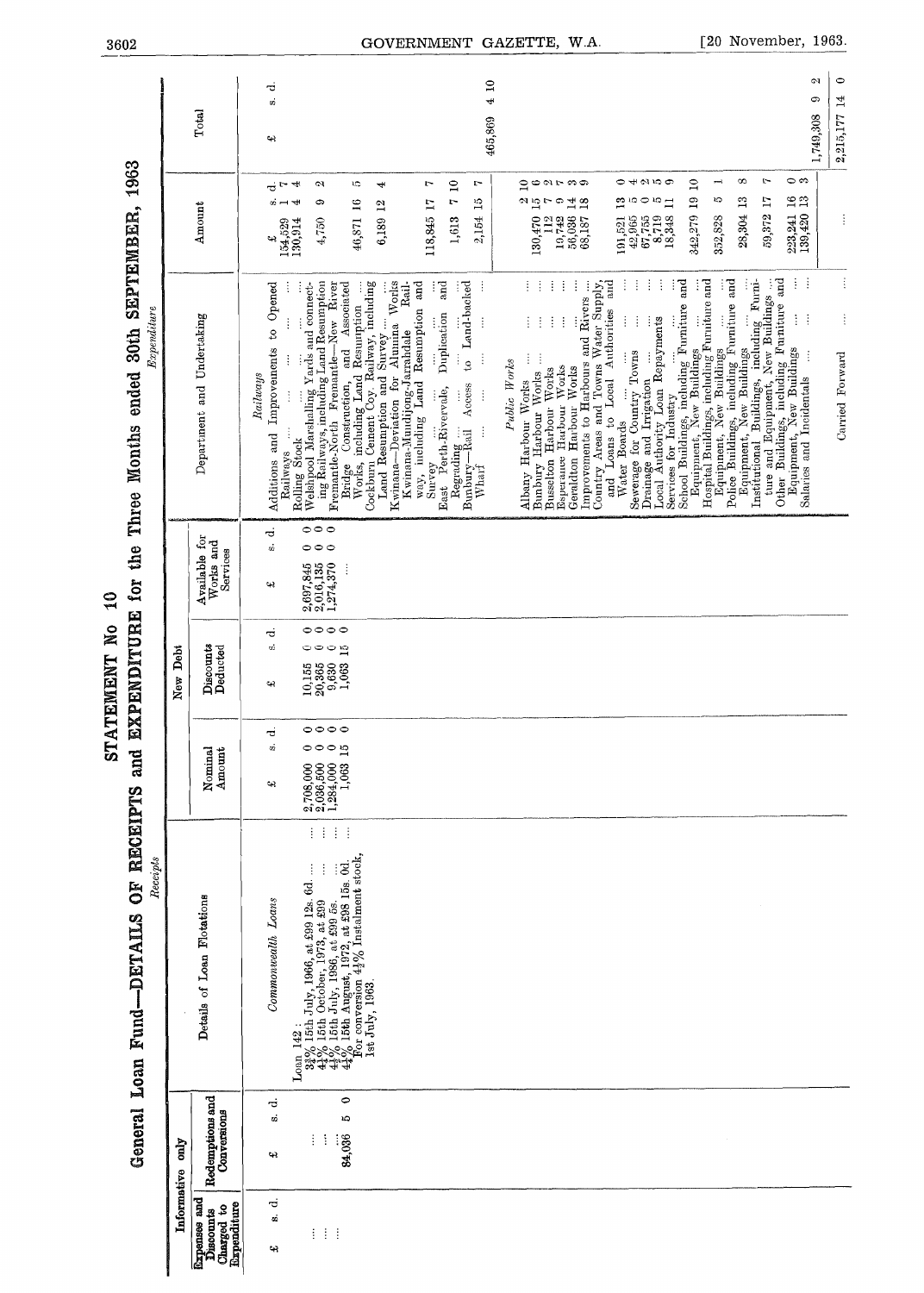# STATEMENT No 10

## General Loan Fund—DETAILS OF RECEIPTS and EXPENDITURE for the Three Months ended 30th SEPTEMBER, 1963

*Receipts*

| Informative only: Expenses and Discounts Charged to Expenditure | Informative only: Redemptions and Conversions | Details of Loan Flotations | New Debt: Nominal Amount | New Debt: Discounts Deducted | Available for Works and Services |
|---|---|---|---|---|---|
| £ s. d. | £ s. d. | | £ s. d. | £ s. d. | £ s. d. |
| | | *Commonwealth Loans* | | | |
| | | Loan 142: | | | |
| ... | ... | 3¾% 15th July, 1966, at £99 12s. 6d. ... | 2,708,000 0 0 | 10,155 0 0 | 2,697,845 0 0 |
| ... | ... | 4¼% 15th October, 1973, at £99 ... | 2,036,500 0 0 | 20,365 0 0 | 2,016,135 0 0 |
| ... | ... | 4½% 15th July, 1986, at £99 5s. ... | 1,284,000 0 0 | 9,630 0 0 | 1,274,370 0 0 |
| | 84,036 5 0 | 4¼% 15th August, 1972, at £98 15s. 0d. For conversion 4½% Instalment stock, 1st July, 1963. ... | 1,063 15 0 | 1,063 15 0 | ... |

*Expenditure*

| Department and Undertaking | Amount | Total |
|---|---|---|
| | £ s. d. | £ s. d. |
| *Railways* | | |
| Additions and Improvements to Opened Railways ... | 154,529 1 7 | |
| Rolling Stock ... | 130,914 4 4 | |
| Welshpool Marshalling Yards and connecting Railways, including Land Resumption | 4,750 9 2 | |
| Fremantle-North Fremantle—New River Bridge Construction, and Associated Works, including Land Resumption ... | 46,871 16 5 | |
| Cockburn Cement Coy. Railway, including Land Resumption and Survey ... | 6,189 12 4 | |
| Kwinana—Deviation for Alumina Works Kwinana-Mundijong-Jarrahdale Railway, including Land Resumption and Survey ... | 118,845 17 7 | |
| East Perth-Rivervale, Duplication and Regrading ... | 1,613 7 10 | |
| Bunbury—Rail Access to Land-backed Wharf ... | 2,154 15 7 | |
| | | 465,869 4 10 |
| *Public Works* | | |
| Albany Harbour Works ... | 2 10 | |
| Bunbury Harbour Works ... | 130,470 15 6 | |
| Busselton Harbour Works ... | 112 7 2 | |
| Esperance Harbour Works ... | 19,742 9 7 | |
| Geraldton Harbour Works ... | 56,036 14 3 | |
| Improvements to Harbours and Rivers ... | 68,187 18 9 | |
| Country Areas and Towns Water Supply, and Loans to Local Authorities and Water Boards ... | 191,521 13 0 | |
| Sewerage for Country Towns ... | 42,965 5 4 | |
| Drainage and Irrigation ... | 67,755 0 2 | |
| Local Authority Loan Repayments ... | 8,719 5 5 | |
| Services for Industry ... | 18,348 11 9 | |
| School Buildings, including Furniture and Equipment, New Buildings ... | 342,279 19 10 | |
| Hospital Buildings, including Furniture and Equipment, New Buildings ... | 352,828 5 1 | |
| Police Buildings, including Furniture and Equipment, New Buildings ... | 28,304 13 8 | |
| Institutional Buildings, including Furniture and Equipment, New Buildings ... | 59,372 17 7 | |
| Other Buildings, including Furniture and Equipment, New Buildings ... | 223,241 16 0 | |
| Salaries and Incidentals ... | 139,420 13 3 | |
| | | 1,749,308 9 2 |
| Carried Forward ... | ... | 2,215,177 14 0 |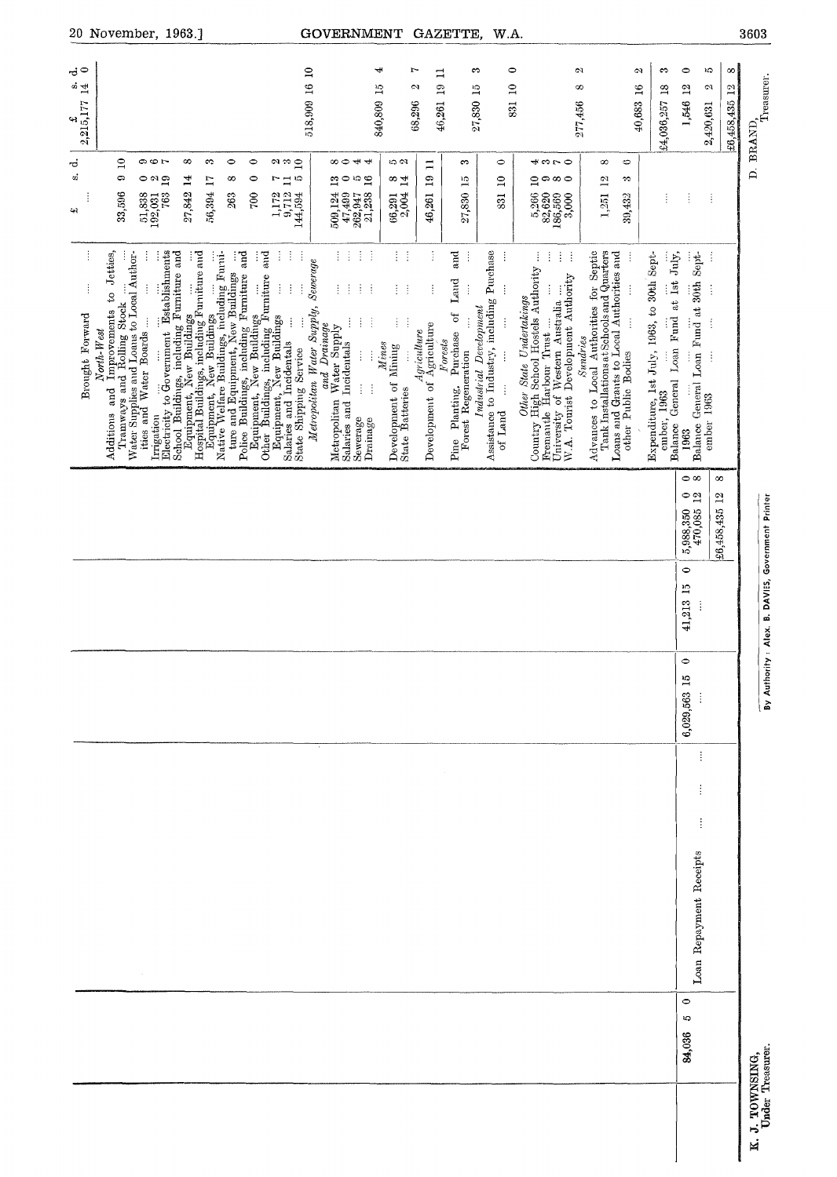| | £ | s. | d. | £ | s. | d. |
|---|---|---|---|---|---|---|
| Brought Forward ... | ... | | | 2,215,177 | 14 | 0 |
| *North-West* | | | | | | |
| Additions and Improvements to Jetties, Tramways and Rolling Stock ... | 33,596 | 9 | 10 | | | |
| Water Supplies and Loans to Local Authorities and Water Boards ... | 51,838 | 0 | 9 | | | |
| Irrigation ... | 192,031 | 2 | 6 | | | |
| Electricity to Government Establishments | 763 | 19 | 7 | | | |
| School Buildings, including Furniture and Equipment, New Buildings ... | 27,842 | 14 | 8 | | | |
| Hospital Buildings, including Furniture and Equipment, New Buildings ... | 56,394 | 17 | 3 | | | |
| Native Welfare Buildings, including Furniture and Equipment, New Buildings ... | 263 | 8 | 0 | | | |
| Police Buildings, including Furniture and Equipment, New Buildings ... | 700 | 0 | 0 | | | |
| Other Buildings, including Furniture and Equipment, New Buildings ... | 1,172 | 7 | 2 | | | |
| Salaries and Incidentals ... | 9,712 | 11 | 3 | | | |
| State Shipping Service ... | 144,594 | 5 | 10 | | | |
| | | | | 518,909 | 16 | 10 |
| *Metropolitan Water Supply, Sewerage and Drainage* | | | | | | |
| Metropolitan Water Supply ... | 509,124 | 13 | 8 | | | |
| Salaries and Incidentals ... | 47,499 | 0 | 0 | | | |
| Sewerage ... | 262,947 | 5 | 4 | | | |
| Drainage ... | 21,238 | 16 | 4 | | | |
| | | | | 840,809 | 15 | 4 |
| *Mines* | | | | | | |
| Development of Mining ... | 66,291 | 8 | 5 | | | |
| State Batteries ... | 2,004 | 14 | 2 | | | |
| | | | | 68,296 | 2 | 7 |
| *Agriculture* | | | | | | |
| Development of Agriculture ... | 46,261 | 19 | 11 | 46,261 | 19 | 11 |
| *Forests* | | | | | | |
| Pine Planting, Purchase of Land and Forest Regeneration ... | 27,830 | 15 | 3 | 27,830 | 15 | 3 |
| *Industrial Development* | | | | | | |
| Assistance to Industry, including Purchase of Land ... | 831 | 10 | 0 | 831 | 10 | 0 |
| *Other State Undertakings* | | | | | | |
| Country High School Hostels Authority ... | 5,266 | 10 | 4 | | | |
| Fremantle Harbour Trust ... | 82,620 | 9 | 3 | | | |
| University of Western Australia ... | 186,569 | 8 | 7 | | | |
| W.A. Tourist Development Authority ... | 3,000 | 0 | 0 | | | |
| | | | | 277,456 | 8 | 2 |
| *Sundries* | | | | | | |
| Advances to Local Authorities for Septic Tank Installations at Schools and Quarters | 1,251 | 12 | 8 | | | |
| Loans and Grants to Local Authorities and other Public Bodies ... | 39,432 | 3 | 6 | | | |
| | | | | 40,683 | 16 | 2 |
| Expenditure, 1st July, 1963, to 30th September, 1963 ... | ... | | | £4,036,257 | 18 | 3 |
| Balance General Loan Fund at 1st July, 1963 ... | ... | | | 1,546 | 12 | 0 |
| Balance General Loan Fund at 30th September 1963 ... | ... | | | 2,420,631 | 2 | 5 |
| | | | | £6,458,435 | 12 | 8 |

| | £ | s. | d. | £ | s. | d. | £ | s. | d. | £ | s. | d. |
|---|---|---|---|---|---|---|---|---|---|---|---|---|
| | 84,036 | 5 | 0 | 6,029,563 | 15 | 0 | 41,213 | 15 | 0 | 5,988,350 | 0 | 0 |
| Loan Repayment Receipts ... ... | | | | ... | | | ... | | | 470,085 | 12 | 8 |
| | | | | | | | | | | £6,458,435 | 12 | 8 |

K. J. TOWNSING,
Under Treasurer.

D. BRAND,
Treasurer.

By Authority: Alex. B. DAVIES, Government Printer